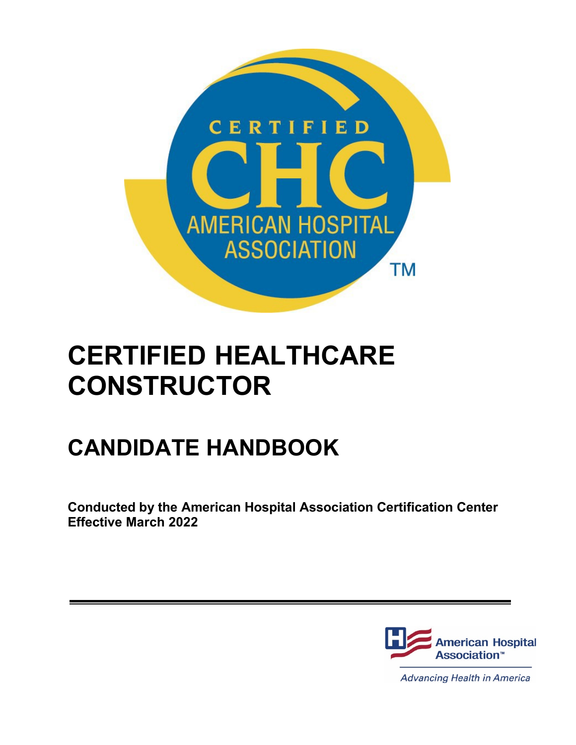# CERTIFIED HEALTHCARE CONSTRUCTOR

## CANDIDATE HANDBOOK

**Conducted by the American Hospital Association Certification Center**
**Effective March 2022**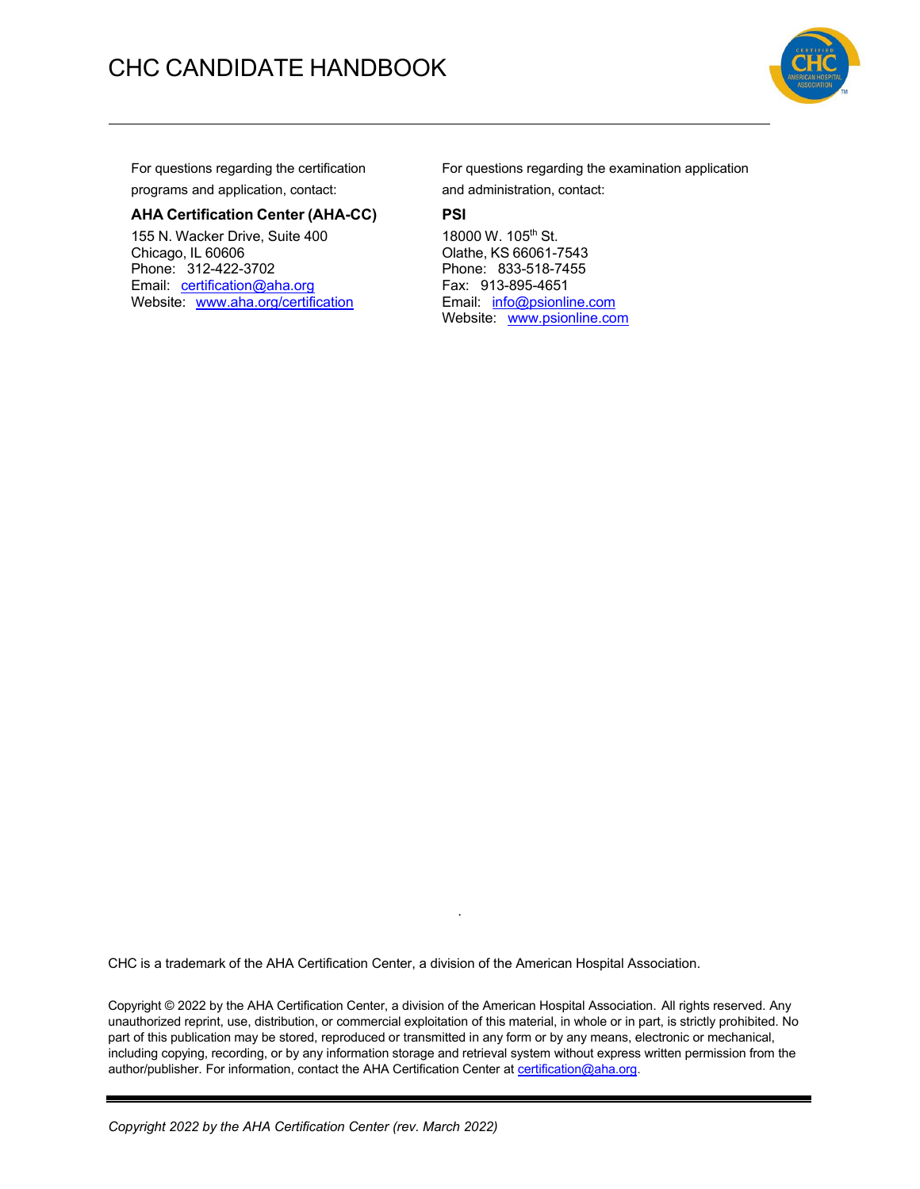For questions regarding the certification programs and application, contact:

**AHA Certification Center (AHA-CC)**

155 N. Wacker Drive, Suite 400
Chicago, IL 60606
Phone: 312-422-3702
Email: certification@aha.org
Website: www.aha.org/certification

For questions regarding the examination application and administration, contact:

**PSI**

18000 W. 105th St.
Olathe, KS 66061-7543
Phone: 833-518-7455
Fax: 913-895-4651
Email: info@psionline.com
Website: www.psionline.com

CHC is a trademark of the AHA Certification Center, a division of the American Hospital Association.

Copyright © 2022 by the AHA Certification Center, a division of the American Hospital Association. All rights reserved. Any unauthorized reprint, use, distribution, or commercial exploitation of this material, in whole or in part, is strictly prohibited. No part of this publication may be stored, reproduced or transmitted in any form or by any means, electronic or mechanical, including copying, recording, or by any information storage and retrieval system without express written permission from the author/publisher. For information, contact the AHA Certification Center at certification@aha.org.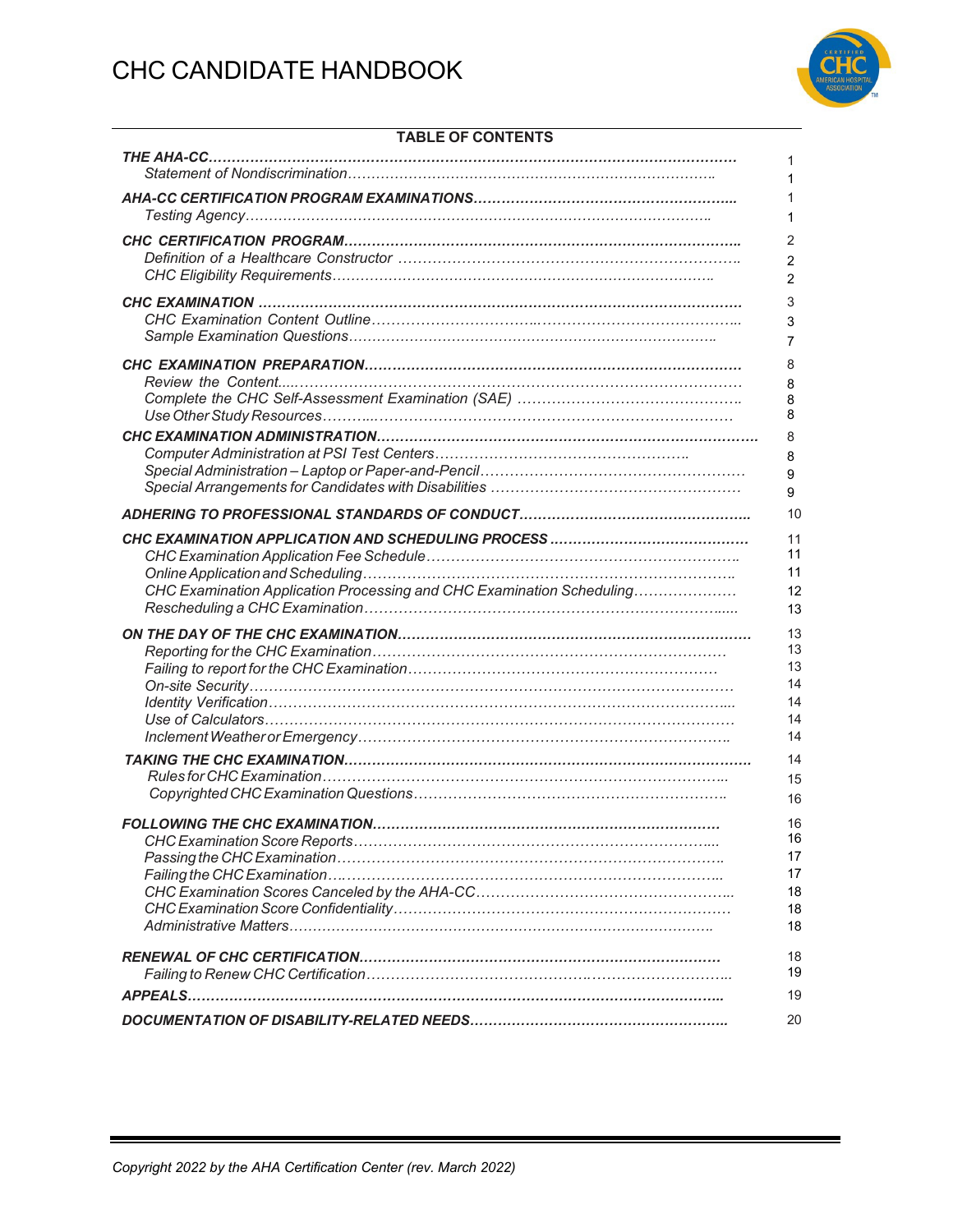# CHC CANDIDATE HANDBOOK

## TABLE OF CONTENTS

| | |
|---|---|
| ***THE AHA-CC*** | 1 |
| *Statement of Nondiscrimination* | 1 |
| ***AHA-CC CERTIFICATION PROGRAM EXAMINATIONS*** | 1 |
| *Testing Agency* | 1 |
| ***CHC CERTIFICATION PROGRAM*** | 2 |
| *Definition of a Healthcare Constructor* | 2 |
| *CHC Eligibility Requirements* | 2 |
| ***CHC EXAMINATION*** | 3 |
| *CHC Examination Content Outline* | 3 |
| *Sample Examination Questions* | 7 |
| ***CHC EXAMINATION PREPARATION*** | 8 |
| *Review the Content* | 8 |
| *Complete the CHC Self-Assessment Examination (SAE)* | 8 |
| *Use Other Study Resources* | 8 |
| ***CHC EXAMINATION ADMINISTRATION*** | 8 |
| *Computer Administration at PSI Test Centers* | 8 |
| *Special Administration – Laptop or Paper-and-Pencil* | 9 |
| *Special Arrangements for Candidates with Disabilities* | 9 |
| ***ADHERING TO PROFESSIONAL STANDARDS OF CONDUCT*** | 10 |
| ***CHC EXAMINATION APPLICATION AND SCHEDULING PROCESS*** | 11 |
| *CHC Examination Application Fee Schedule* | 11 |
| *Online Application and Scheduling* | 11 |
| *CHC Examination Application Processing and CHC Examination Scheduling* | 12 |
| *Rescheduling a CHC Examination* | 13 |
| ***ON THE DAY OF THE CHC EXAMINATION*** | 13 |
| *Reporting for the CHC Examination* | 13 |
| *Failing to report for the CHC Examination* | 13 |
| *On-site Security* | 14 |
| *Identity Verification* | 14 |
| *Use of Calculators* | 14 |
| *Inclement Weather or Emergency* | 14 |
| ***TAKING THE CHC EXAMINATION*** | 14 |
| *Rules for CHC Examination* | 15 |
| *Copyrighted CHC Examination Questions* | 16 |
| ***FOLLOWING THE CHC EXAMINATION*** | 16 |
| *CHC Examination Score Reports* | 16 |
| *Passing the CHC Examination* | 17 |
| *Failing the CHC Examination* | 17 |
| *CHC Examination Scores Canceled by the AHA-CC* | 18 |
| *CHC Examination Score Confidentiality* | 18 |
| *Administrative Matters* | 18 |
| ***RENEWAL OF CHC CERTIFICATION*** | 18 |
| *Failing to Renew CHC Certification* | 19 |
| ***APPEALS*** | 19 |
| ***DOCUMENTATION OF DISABILITY-RELATED NEEDS*** | 20 |

*Copyright 2022 by the AHA Certification Center (rev. March 2022)*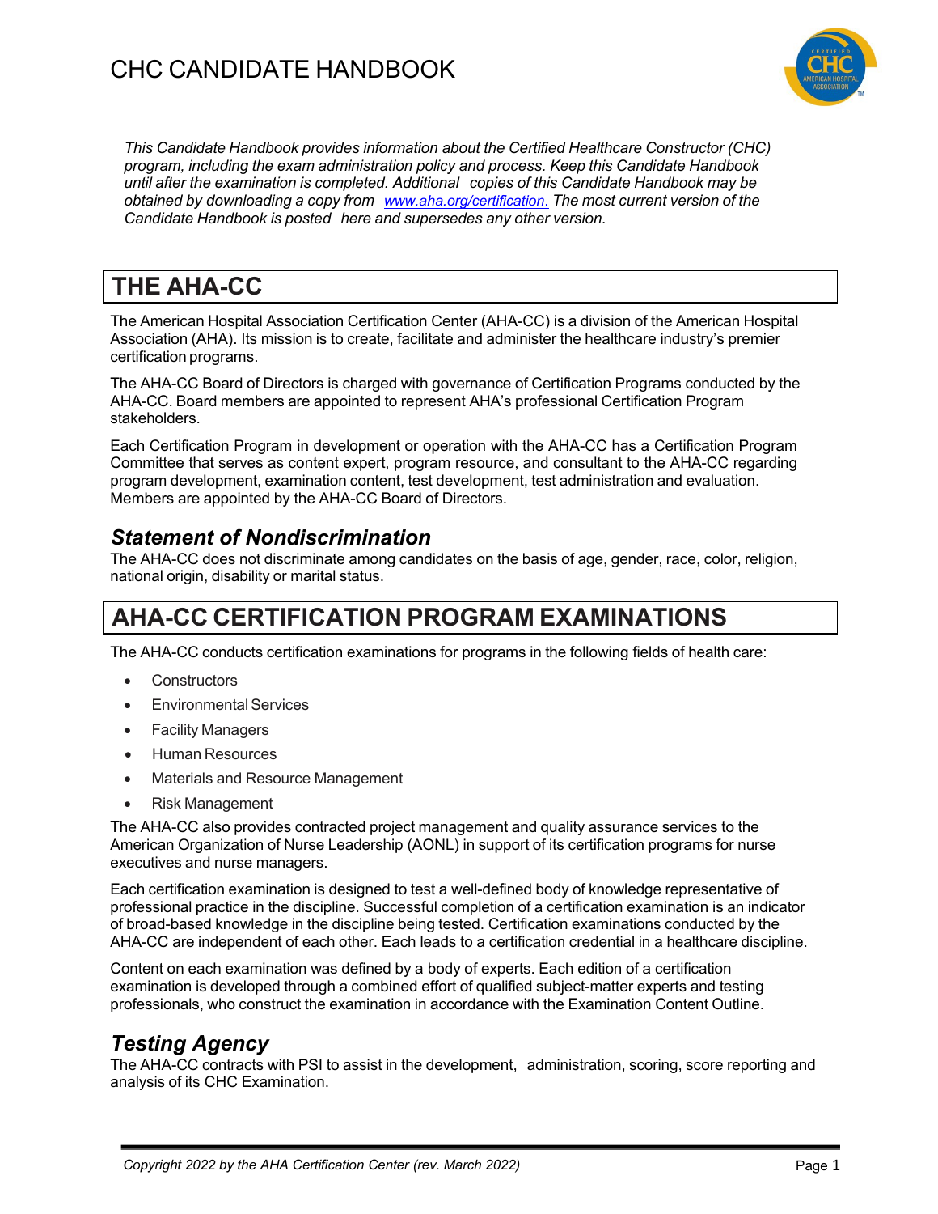*This Candidate Handbook provides information about the Certified Healthcare Constructor (CHC) program, including the exam administration policy and process. Keep this Candidate Handbook until after the examination is completed. Additional copies of this Candidate Handbook may be obtained by downloading a copy from [www.aha.org/certification](www.aha.org/certification). The most current version of the Candidate Handbook is posted here and supersedes any other version.*

# THE AHA-CC

The American Hospital Association Certification Center (AHA-CC) is a division of the American Hospital Association (AHA). Its mission is to create, facilitate and administer the healthcare industry's premier certification programs.

The AHA-CC Board of Directors is charged with governance of Certification Programs conducted by the AHA-CC. Board members are appointed to represent AHA's professional Certification Program stakeholders.

Each Certification Program in development or operation with the AHA-CC has a Certification Program Committee that serves as content expert, program resource, and consultant to the AHA-CC regarding program development, examination content, test development, test administration and evaluation. Members are appointed by the AHA-CC Board of Directors.

## *Statement of Nondiscrimination*

The AHA-CC does not discriminate among candidates on the basis of age, gender, race, color, religion, national origin, disability or marital status.

# AHA-CC CERTIFICATION PROGRAM EXAMINATIONS

The AHA-CC conducts certification examinations for programs in the following fields of health care:

- Constructors
- Environmental Services
- Facility Managers
- Human Resources
- Materials and Resource Management
- Risk Management

The AHA-CC also provides contracted project management and quality assurance services to the American Organization of Nurse Leadership (AONL) in support of its certification programs for nurse executives and nurse managers.

Each certification examination is designed to test a well-defined body of knowledge representative of professional practice in the discipline. Successful completion of a certification examination is an indicator of broad-based knowledge in the discipline being tested. Certification examinations conducted by the AHA-CC are independent of each other. Each leads to a certification credential in a healthcare discipline.

Content on each examination was defined by a body of experts. Each edition of a certification examination is developed through a combined effort of qualified subject-matter experts and testing professionals, who construct the examination in accordance with the Examination Content Outline.

## *Testing Agency*

The AHA-CC contracts with PSI to assist in the development, administration, scoring, score reporting and analysis of its CHC Examination.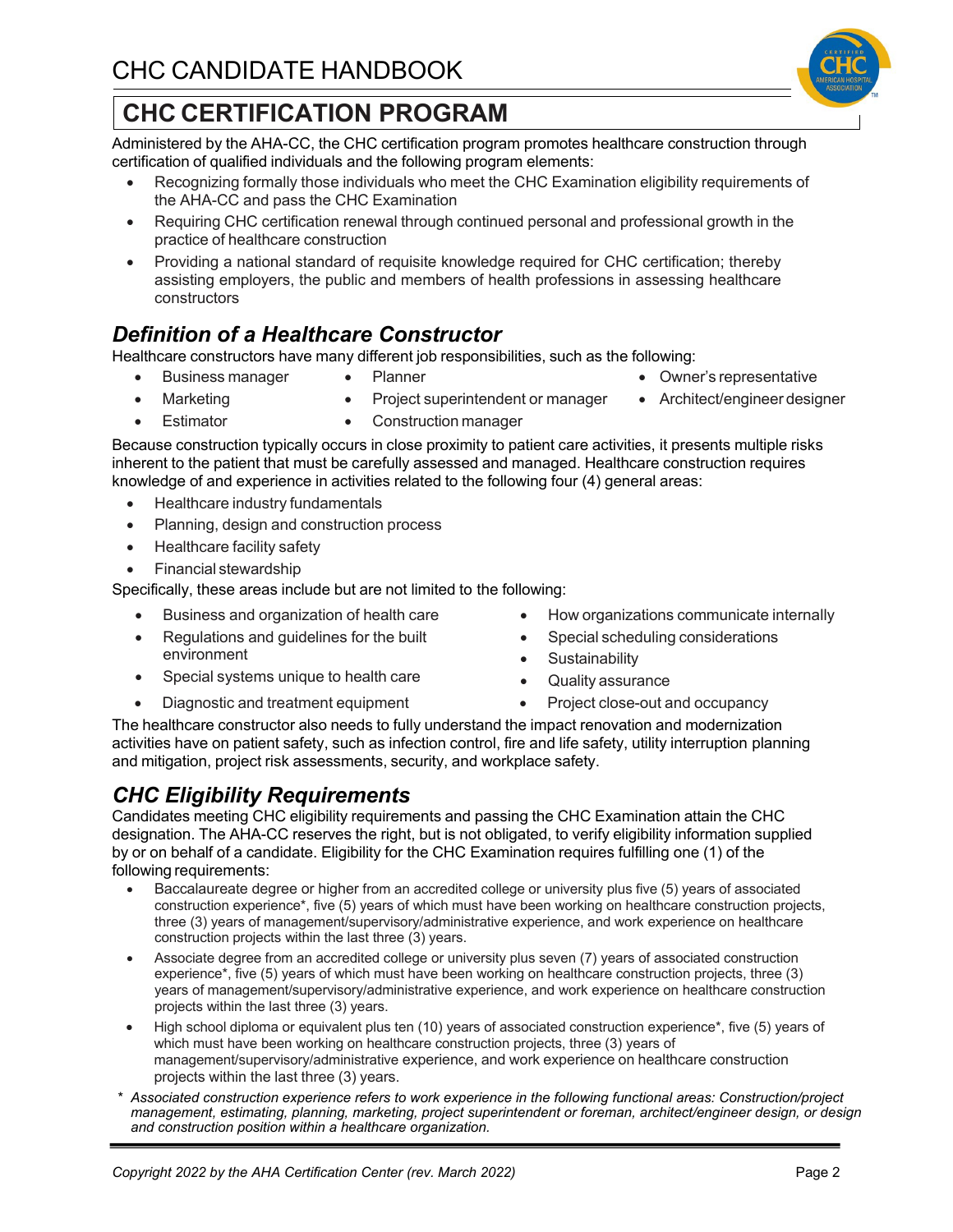# CHC CERTIFICATION PROGRAM

Administered by the AHA-CC, the CHC certification program promotes healthcare construction through certification of qualified individuals and the following program elements:

- Recognizing formally those individuals who meet the CHC Examination eligibility requirements of the AHA-CC and pass the CHC Examination
- Requiring CHC certification renewal through continued personal and professional growth in the practice of healthcare construction
- Providing a national standard of requisite knowledge required for CHC certification; thereby assisting employers, the public and members of health professions in assessing healthcare constructors

## *Definition of a Healthcare Constructor*

Healthcare constructors have many different job responsibilities, such as the following:

- Business manager
- Marketing
- Estimator
- Planner
- Project superintendent or manager
- Construction manager
- Owner's representative
- Architect/engineer designer

Because construction typically occurs in close proximity to patient care activities, it presents multiple risks inherent to the patient that must be carefully assessed and managed. Healthcare construction requires knowledge of and experience in activities related to the following four (4) general areas:

- Healthcare industry fundamentals
- Planning, design and construction process
- Healthcare facility safety
- Financial stewardship

Specifically, these areas include but are not limited to the following:

- Business and organization of health care
- Regulations and guidelines for the built environment
- Special systems unique to health care
- Diagnostic and treatment equipment
- How organizations communicate internally
- Special scheduling considerations
- Sustainability
- Quality assurance
- Project close-out and occupancy

The healthcare constructor also needs to fully understand the impact renovation and modernization activities have on patient safety, such as infection control, fire and life safety, utility interruption planning and mitigation, project risk assessments, security, and workplace safety.

## *CHC Eligibility Requirements*

Candidates meeting CHC eligibility requirements and passing the CHC Examination attain the CHC designation. The AHA-CC reserves the right, but is not obligated, to verify eligibility information supplied by or on behalf of a candidate. Eligibility for the CHC Examination requires fulfilling one (1) of the following requirements:

- Baccalaureate degree or higher from an accredited college or university plus five (5) years of associated construction experience*, five (5) years of which must have been working on healthcare construction projects, three (3) years of management/supervisory/administrative experience, and work experience on healthcare construction projects within the last three (3) years.
- Associate degree from an accredited college or university plus seven (7) years of associated construction experience*, five (5) years of which must have been working on healthcare construction projects, three (3) years of management/supervisory/administrative experience, and work experience on healthcare construction projects within the last three (3) years.
- High school diploma or equivalent plus ten (10) years of associated construction experience*, five (5) years of which must have been working on healthcare construction projects, three (3) years of management/supervisory/administrative experience, and work experience on healthcare construction projects within the last three (3) years.

\* *Associated construction experience refers to work experience in the following functional areas: Construction/project management, estimating, planning, marketing, project superintendent or foreman, architect/engineer design, or design and construction position within a healthcare organization.*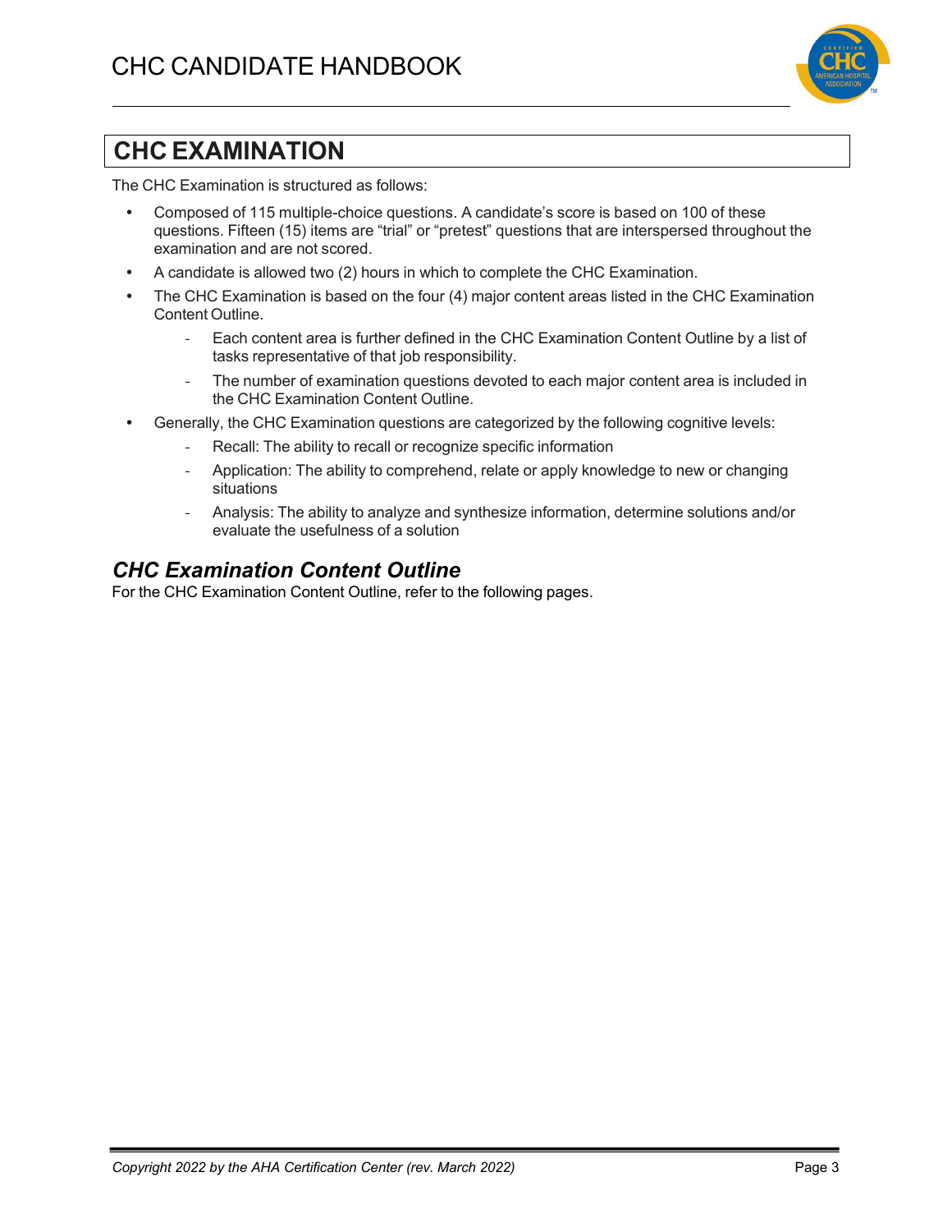## CHC EXAMINATION

The CHC Examination is structured as follows:

- Composed of 115 multiple-choice questions. A candidate's score is based on 100 of these questions. Fifteen (15) items are "trial" or "pretest" questions that are interspersed throughout the examination and are not scored.
- A candidate is allowed two (2) hours in which to complete the CHC Examination.
- The CHC Examination is based on the four (4) major content areas listed in the CHC Examination Content Outline.
  - Each content area is further defined in the CHC Examination Content Outline by a list of tasks representative of that job responsibility.
  - The number of examination questions devoted to each major content area is included in the CHC Examination Content Outline.
- Generally, the CHC Examination questions are categorized by the following cognitive levels:
  - Recall: The ability to recall or recognize specific information
  - Application: The ability to comprehend, relate or apply knowledge to new or changing situations
  - Analysis: The ability to analyze and synthesize information, determine solutions and/or evaluate the usefulness of a solution

### *CHC Examination Content Outline*

For the CHC Examination Content Outline, refer to the following pages.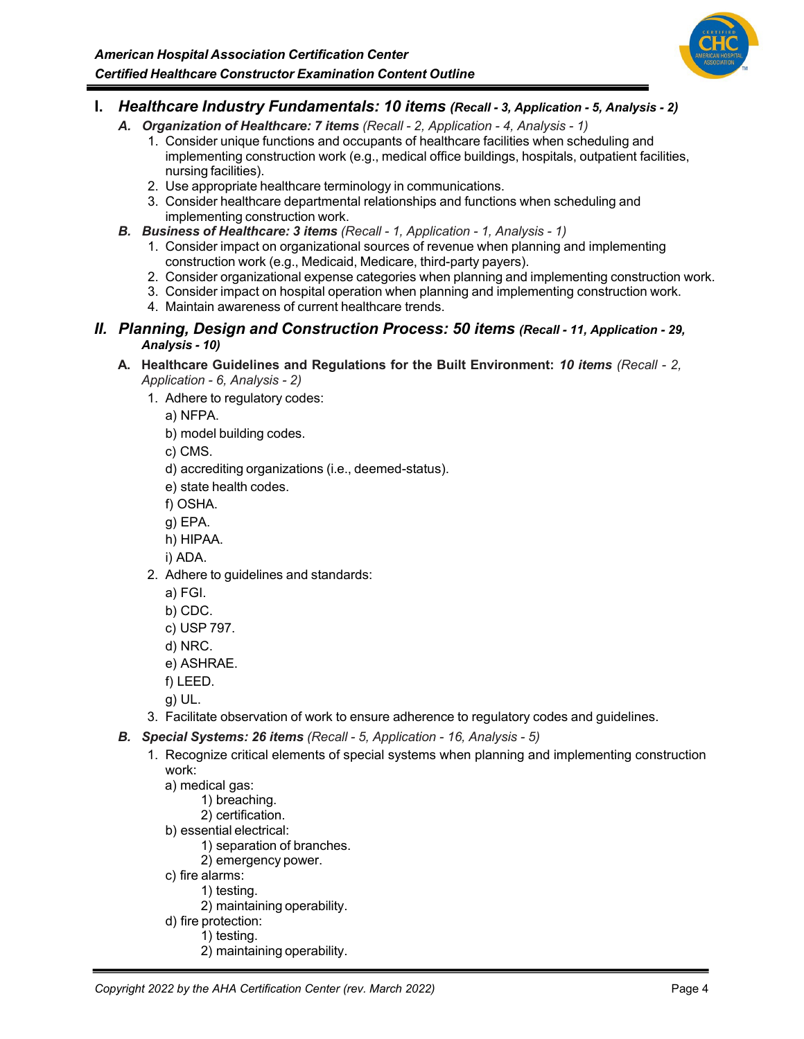## I. *Healthcare Industry Fundamentals: 10 items* ***(Recall - 3, Application - 5, Analysis - 2)***

### *A. Organization of Healthcare: 7 items* *(Recall - 2, Application - 4, Analysis - 1)*

1. Consider unique functions and occupants of healthcare facilities when scheduling and implementing construction work (e.g., medical office buildings, hospitals, outpatient facilities, nursing facilities).
2. Use appropriate healthcare terminology in communications.
3. Consider healthcare departmental relationships and functions when scheduling and implementing construction work.

### *B. Business of Healthcare: 3 items* *(Recall - 1, Application - 1, Analysis - 1)*

1. Consider impact on organizational sources of revenue when planning and implementing construction work (e.g., Medicaid, Medicare, third-party payers).
2. Consider organizational expense categories when planning and implementing construction work.
3. Consider impact on hospital operation when planning and implementing construction work.
4. Maintain awareness of current healthcare trends.

## *II. Planning, Design and Construction Process: 50 items* ***(Recall - 11, Application - 29, Analysis - 10)***

### A. Healthcare Guidelines and Regulations for the Built Environment: *10 items* *(Recall - 2, Application - 6, Analysis - 2)*

1. Adhere to regulatory codes:
   - a) NFPA.
   - b) model building codes.
   - c) CMS.
   - d) accrediting organizations (i.e., deemed-status).
   - e) state health codes.
   - f) OSHA.
   - g) EPA.
   - h) HIPAA.
   - i) ADA.
2. Adhere to guidelines and standards:
   - a) FGI.
   - b) CDC.
   - c) USP 797.
   - d) NRC.
   - e) ASHRAE.
   - f) LEED.
   - g) UL.
3. Facilitate observation of work to ensure adherence to regulatory codes and guidelines.

### *B. Special Systems: 26 items* *(Recall - 5, Application - 16, Analysis - 5)*

1. Recognize critical elements of special systems when planning and implementing construction work:
   - a) medical gas:
     - 1) breaching.
     - 2) certification.
   - b) essential electrical:
     - 1) separation of branches.
     - 2) emergency power.
   - c) fire alarms:
     - 1) testing.
     - 2) maintaining operability.
   - d) fire protection:
     - 1) testing.
     - 2) maintaining operability.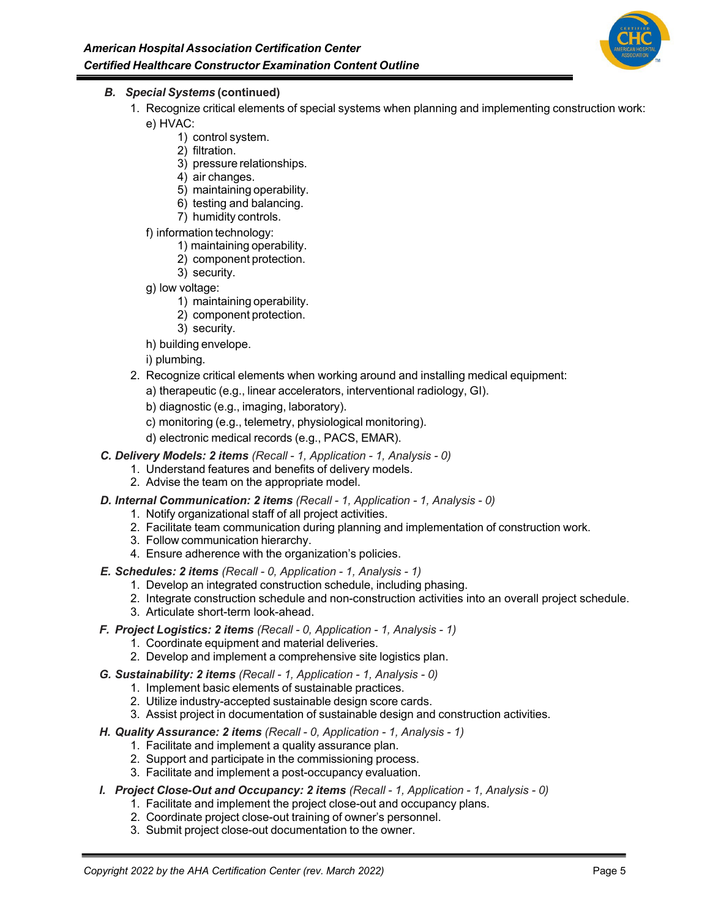### *B. Special Systems* (continued)

1. Recognize critical elements of special systems when planning and implementing construction work:
   - e) HVAC:
     1) control system.
     2) filtration.
     3) pressure relationships.
     4) air changes.
     5) maintaining operability.
     6) testing and balancing.
     7) humidity controls.
   - f) information technology:
     1) maintaining operability.
     2) component protection.
     3) security.
   - g) low voltage:
     1) maintaining operability.
     2) component protection.
     3) security.
   - h) building envelope.
   - i) plumbing.
2. Recognize critical elements when working around and installing medical equipment:
   - a) therapeutic (e.g., linear accelerators, interventional radiology, GI).
   - b) diagnostic (e.g., imaging, laboratory).
   - c) monitoring (e.g., telemetry, physiological monitoring).
   - d) electronic medical records (e.g., PACS, EMAR).

### *C. Delivery Models: 2 items* *(Recall - 1, Application - 1, Analysis - 0)*

1. Understand features and benefits of delivery models.
2. Advise the team on the appropriate model.

### *D. Internal Communication: 2 items* *(Recall - 1, Application - 1, Analysis - 0)*

1. Notify organizational staff of all project activities.
2. Facilitate team communication during planning and implementation of construction work.
3. Follow communication hierarchy.
4. Ensure adherence with the organization's policies.

### *E. Schedules: 2 items* *(Recall - 0, Application - 1, Analysis - 1)*

1. Develop an integrated construction schedule, including phasing.
2. Integrate construction schedule and non-construction activities into an overall project schedule.
3. Articulate short-term look-ahead.

### *F. Project Logistics: 2 items* *(Recall - 0, Application - 1, Analysis - 1)*

1. Coordinate equipment and material deliveries.
2. Develop and implement a comprehensive site logistics plan.

### *G. Sustainability: 2 items* *(Recall - 1, Application - 1, Analysis - 0)*

1. Implement basic elements of sustainable practices.
2. Utilize industry-accepted sustainable design score cards.
3. Assist project in documentation of sustainable design and construction activities.

### *H. Quality Assurance: 2 items* *(Recall - 0, Application - 1, Analysis - 1)*

1. Facilitate and implement a quality assurance plan.
2. Support and participate in the commissioning process.
3. Facilitate and implement a post-occupancy evaluation.

### *I. Project Close-Out and Occupancy: 2 items* *(Recall - 1, Application - 1, Analysis - 0)*

1. Facilitate and implement the project close-out and occupancy plans.
2. Coordinate project close-out training of owner's personnel.
3. Submit project close-out documentation to the owner.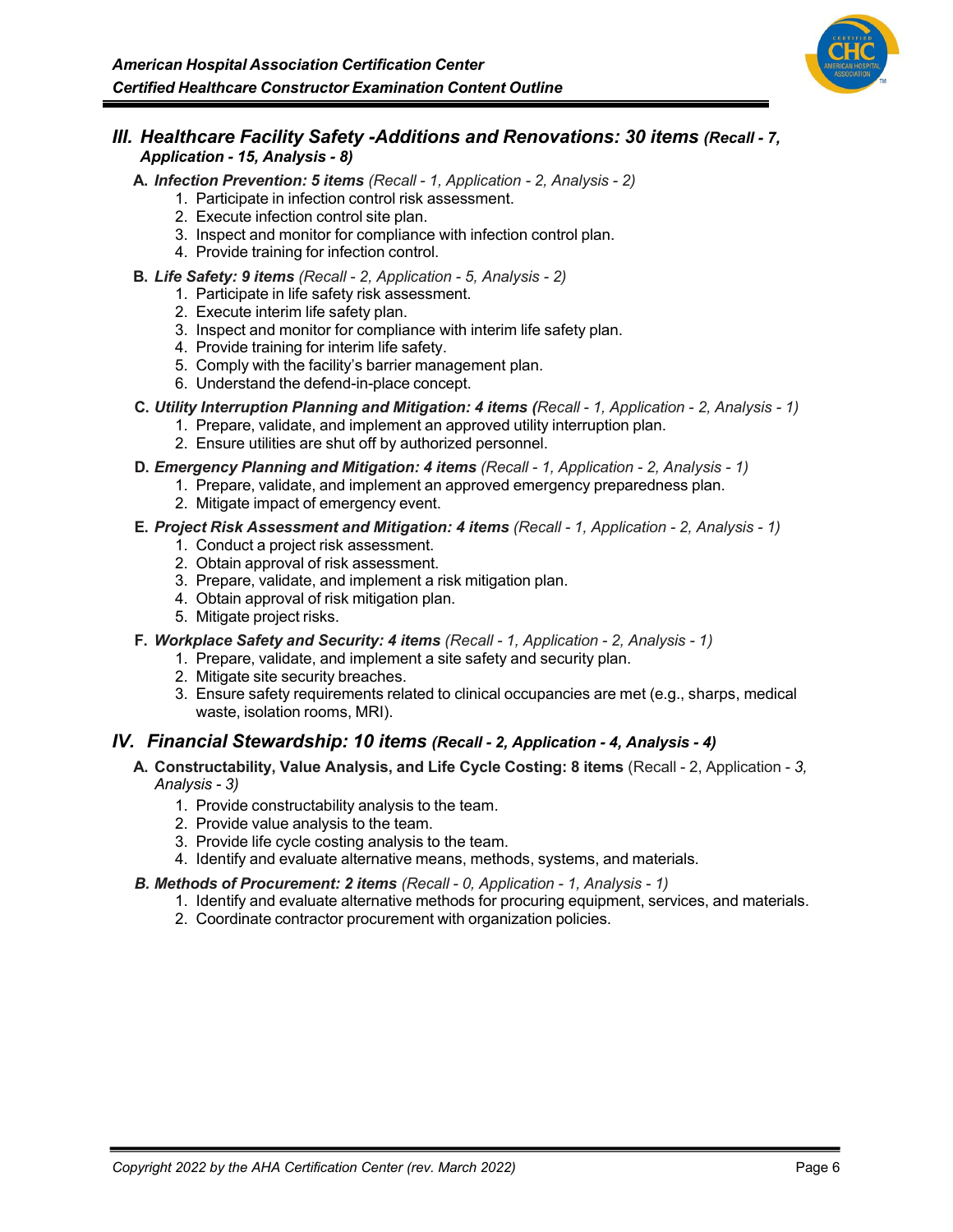## III. Healthcare Facility Safety -Additions and Renovations: 30 items *(Recall - 7, Application - 15, Analysis - 8)*

**A. *Infection Prevention: 5 items*** *(Recall - 1, Application - 2, Analysis - 2)*

1. Participate in infection control risk assessment.
2. Execute infection control site plan.
3. Inspect and monitor for compliance with infection control plan.
4. Provide training for infection control.

**B. *Life Safety: 9 items*** *(Recall - 2, Application - 5, Analysis - 2)*

1. Participate in life safety risk assessment.
2. Execute interim life safety plan.
3. Inspect and monitor for compliance with interim life safety plan.
4. Provide training for interim life safety.
5. Comply with the facility's barrier management plan.
6. Understand the defend-in-place concept.

**C. *Utility Interruption Planning and Mitigation: 4 items*** *(Recall - 1, Application - 2, Analysis - 1)*

1. Prepare, validate, and implement an approved utility interruption plan.
2. Ensure utilities are shut off by authorized personnel.

**D. *Emergency Planning and Mitigation: 4 items*** *(Recall - 1, Application - 2, Analysis - 1)*

1. Prepare, validate, and implement an approved emergency preparedness plan.
2. Mitigate impact of emergency event.

**E. *Project Risk Assessment and Mitigation: 4 items*** *(Recall - 1, Application - 2, Analysis - 1)*

1. Conduct a project risk assessment.
2. Obtain approval of risk assessment.
3. Prepare, validate, and implement a risk mitigation plan.
4. Obtain approval of risk mitigation plan.
5. Mitigate project risks.

**F. *Workplace Safety and Security: 4 items*** *(Recall - 1, Application - 2, Analysis - 1)*

1. Prepare, validate, and implement a site safety and security plan.
2. Mitigate site security breaches.
3. Ensure safety requirements related to clinical occupancies are met (e.g., sharps, medical waste, isolation rooms, MRI).

## IV. Financial Stewardship: 10 items *(Recall - 2, Application - 4, Analysis - 4)*

**A. Constructability, Value Analysis, and Life Cycle Costing: 8 items** (Recall - 2, Application - *3, Analysis - 3)*

1. Provide constructability analysis to the team.
2. Provide value analysis to the team.
3. Provide life cycle costing analysis to the team.
4. Identify and evaluate alternative means, methods, systems, and materials.

***B. Methods of Procurement: 2 items*** *(Recall - 0, Application - 1, Analysis - 1)*

1. Identify and evaluate alternative methods for procuring equipment, services, and materials.
2. Coordinate contractor procurement with organization policies.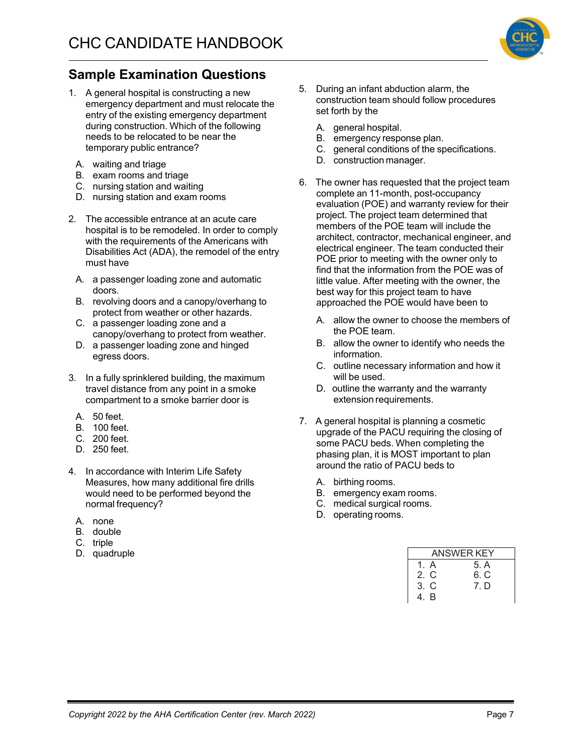## Sample Examination Questions

1. A general hospital is constructing a new emergency department and must relocate the entry of the existing emergency department during construction. Which of the following needs to be relocated to be near the temporary public entrance?

   A. waiting and triage
   B. exam rooms and triage
   C. nursing station and waiting
   D. nursing station and exam rooms

2. The accessible entrance at an acute care hospital is to be remodeled. In order to comply with the requirements of the Americans with Disabilities Act (ADA), the remodel of the entry must have

   A. a passenger loading zone and automatic doors.
   B. revolving doors and a canopy/overhang to protect from weather or other hazards.
   C. a passenger loading zone and a canopy/overhang to protect from weather.
   D. a passenger loading zone and hinged egress doors.

3. In a fully sprinklered building, the maximum travel distance from any point in a smoke compartment to a smoke barrier door is

   A. 50 feet.
   B. 100 feet.
   C. 200 feet.
   D. 250 feet.

4. In accordance with Interim Life Safety Measures, how many additional fire drills would need to be performed beyond the normal frequency?

   A. none
   B. double
   C. triple
   D. quadruple

5. During an infant abduction alarm, the construction team should follow procedures set forth by the

   A. general hospital.
   B. emergency response plan.
   C. general conditions of the specifications.
   D. construction manager.

6. The owner has requested that the project team complete an 11-month, post-occupancy evaluation (POE) and warranty review for their project. The project team determined that members of the POE team will include the architect, contractor, mechanical engineer, and electrical engineer. The team conducted their POE prior to meeting with the owner only to find that the information from the POE was of little value. After meeting with the owner, the best way for this project team to have approached the POE would have been to

   A. allow the owner to choose the members of the POE team.
   B. allow the owner to identify who needs the information.
   C. outline necessary information and how it will be used.
   D. outline the warranty and the warranty extension requirements.

7. A general hospital is planning a cosmetic upgrade of the PACU requiring the closing of some PACU beds. When completing the phasing plan, it is MOST important to plan around the ratio of PACU beds to

   A. birthing rooms.
   B. emergency exam rooms.
   C. medical surgical rooms.
   D. operating rooms.

| ANSWER KEY | |
|---|---|
| 1. A | 5. A |
| 2. C | 6. C |
| 3. C | 7. D |
| 4. B | |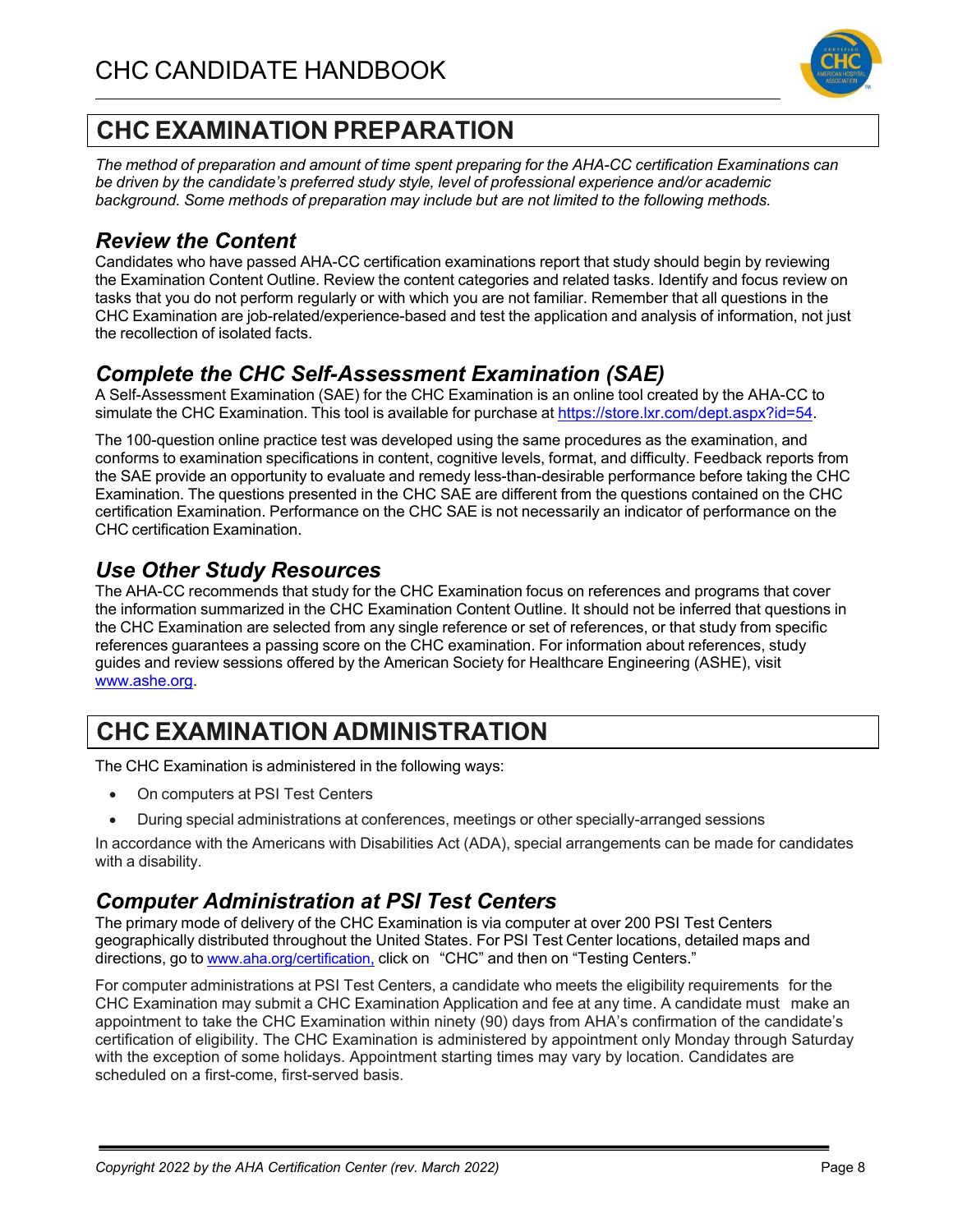## CHC EXAMINATION PREPARATION

*The method of preparation and amount of time spent preparing for the AHA-CC certification Examinations can be driven by the candidate's preferred study style, level of professional experience and/or academic background. Some methods of preparation may include but are not limited to the following methods.*

### *Review the Content*

Candidates who have passed AHA-CC certification examinations report that study should begin by reviewing the Examination Content Outline. Review the content categories and related tasks. Identify and focus review on tasks that you do not perform regularly or with which you are not familiar. Remember that all questions in the CHC Examination are job-related/experience-based and test the application and analysis of information, not just the recollection of isolated facts.

### *Complete the CHC Self-Assessment Examination (SAE)*

A Self-Assessment Examination (SAE) for the CHC Examination is an online tool created by the AHA-CC to simulate the CHC Examination. This tool is available for purchase at [https://store.lxr.com/dept.aspx?id=54](https://store.lxr.com/dept.aspx?id=54).

The 100-question online practice test was developed using the same procedures as the examination, and conforms to examination specifications in content, cognitive levels, format, and difficulty. Feedback reports from the SAE provide an opportunity to evaluate and remedy less-than-desirable performance before taking the CHC Examination. The questions presented in the CHC SAE are different from the questions contained on the CHC certification Examination. Performance on the CHC SAE is not necessarily an indicator of performance on the CHC certification Examination.

### *Use Other Study Resources*

The AHA-CC recommends that study for the CHC Examination focus on references and programs that cover the information summarized in the CHC Examination Content Outline. It should not be inferred that questions in the CHC Examination are selected from any single reference or set of references, or that study from specific references guarantees a passing score on the CHC examination. For information about references, study guides and review sessions offered by the American Society for Healthcare Engineering (ASHE), visit [www.ashe.org](http://www.ashe.org).

## CHC EXAMINATION ADMINISTRATION

The CHC Examination is administered in the following ways:

- On computers at PSI Test Centers
- During special administrations at conferences, meetings or other specially-arranged sessions

In accordance with the Americans with Disabilities Act (ADA), special arrangements can be made for candidates with a disability.

### *Computer Administration at PSI Test Centers*

The primary mode of delivery of the CHC Examination is via computer at over 200 PSI Test Centers geographically distributed throughout the United States. For PSI Test Center locations, detailed maps and directions, go to [www.aha.org/certification,](http://www.aha.org/certification) click on "CHC" and then on "Testing Centers."

For computer administrations at PSI Test Centers, a candidate who meets the eligibility requirements for the CHC Examination may submit a CHC Examination Application and fee at any time. A candidate must make an appointment to take the CHC Examination within ninety (90) days from AHA's confirmation of the candidate's certification of eligibility. The CHC Examination is administered by appointment only Monday through Saturday with the exception of some holidays. Appointment starting times may vary by location. Candidates are scheduled on a first-come, first-served basis.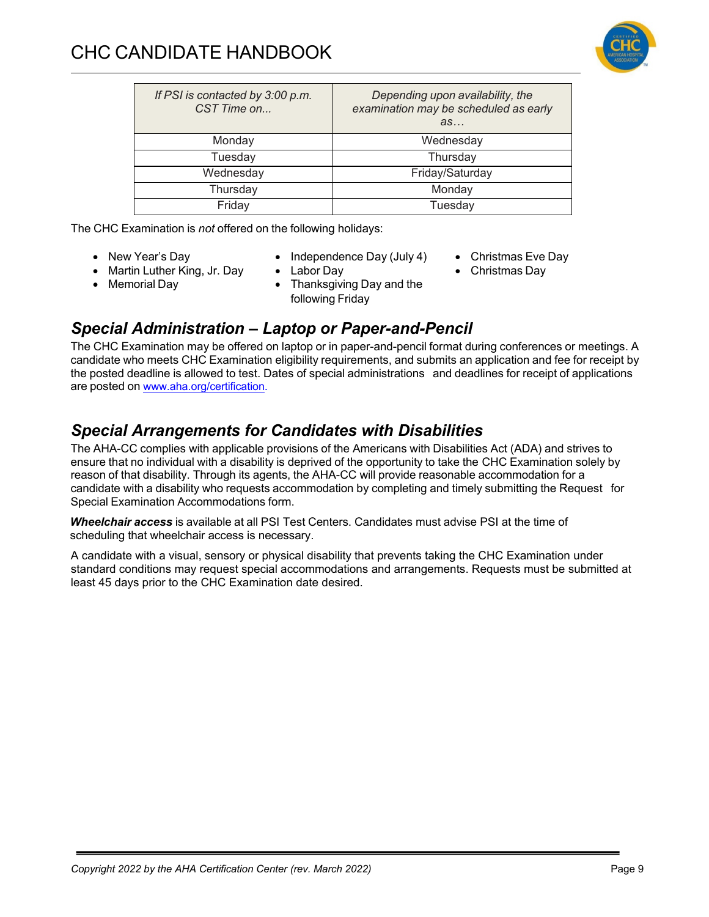| *If PSI is contacted by 3:00 p.m. CST Time on...* | *Depending upon availability, the examination may be scheduled as early as…* |
|---|---|
| Monday | Wednesday |
| Tuesday | Thursday |
| Wednesday | Friday/Saturday |
| Thursday | Monday |
| Friday | Tuesday |

The CHC Examination is *not* offered on the following holidays:

- New Year's Day
- Martin Luther King, Jr. Day
- Memorial Day
- Independence Day (July 4)
- Labor Day
- Thanksgiving Day and the following Friday
- Christmas Eve Day
- Christmas Day

## *Special Administration – Laptop or Paper-and-Pencil*

The CHC Examination may be offered on laptop or in paper-and-pencil format during conferences or meetings. A candidate who meets CHC Examination eligibility requirements, and submits an application and fee for receipt by the posted deadline is allowed to test. Dates of special administrations and deadlines for receipt of applications are posted on www.aha.org/certification.

## *Special Arrangements for Candidates with Disabilities*

The AHA-CC complies with applicable provisions of the Americans with Disabilities Act (ADA) and strives to ensure that no individual with a disability is deprived of the opportunity to take the CHC Examination solely by reason of that disability. Through its agents, the AHA-CC will provide reasonable accommodation for a candidate with a disability who requests accommodation by completing and timely submitting the Request for Special Examination Accommodations form.

***Wheelchair access*** is available at all PSI Test Centers. Candidates must advise PSI at the time of scheduling that wheelchair access is necessary.

A candidate with a visual, sensory or physical disability that prevents taking the CHC Examination under standard conditions may request special accommodations and arrangements. Requests must be submitted at least 45 days prior to the CHC Examination date desired.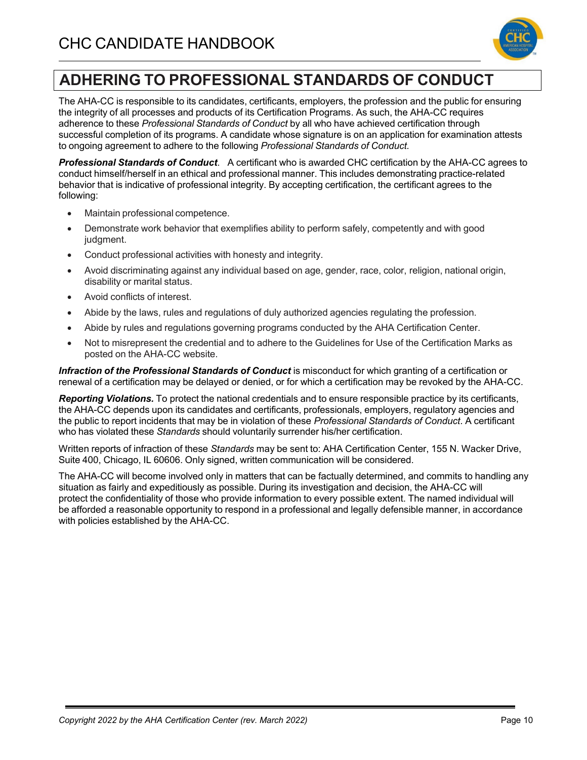## ADHERING TO PROFESSIONAL STANDARDS OF CONDUCT

The AHA-CC is responsible to its candidates, certificants, employers, the profession and the public for ensuring the integrity of all processes and products of its Certification Programs. As such, the AHA-CC requires adherence to these *Professional Standards of Conduct* by all who have achieved certification through successful completion of its programs. A candidate whose signature is on an application for examination attests to ongoing agreement to adhere to the following *Professional Standards of Conduct.*

***Professional Standards of Conduct***. A certificant who is awarded CHC certification by the AHA-CC agrees to conduct himself/herself in an ethical and professional manner. This includes demonstrating practice-related behavior that is indicative of professional integrity. By accepting certification, the certificant agrees to the following:

- Maintain professional competence.
- Demonstrate work behavior that exemplifies ability to perform safely, competently and with good judgment.
- Conduct professional activities with honesty and integrity.
- Avoid discriminating against any individual based on age, gender, race, color, religion, national origin, disability or marital status.
- Avoid conflicts of interest.
- Abide by the laws, rules and regulations of duly authorized agencies regulating the profession.
- Abide by rules and regulations governing programs conducted by the AHA Certification Center.
- Not to misrepresent the credential and to adhere to the Guidelines for Use of the Certification Marks as posted on the AHA-CC website.

***Infraction of the Professional Standards of Conduct*** is misconduct for which granting of a certification or renewal of a certification may be delayed or denied, or for which a certification may be revoked by the AHA-CC.

***Reporting Violations.*** To protect the national credentials and to ensure responsible practice by its certificants, the AHA-CC depends upon its candidates and certificants, professionals, employers, regulatory agencies and the public to report incidents that may be in violation of these *Professional Standards of Conduct*. A certificant who has violated these *Standards* should voluntarily surrender his/her certification.

Written reports of infraction of these *Standards* may be sent to: AHA Certification Center, 155 N. Wacker Drive, Suite 400, Chicago, IL 60606. Only signed, written communication will be considered.

The AHA-CC will become involved only in matters that can be factually determined, and commits to handling any situation as fairly and expeditiously as possible. During its investigation and decision, the AHA-CC will protect the confidentiality of those who provide information to every possible extent. The named individual will be afforded a reasonable opportunity to respond in a professional and legally defensible manner, in accordance with policies established by the AHA-CC.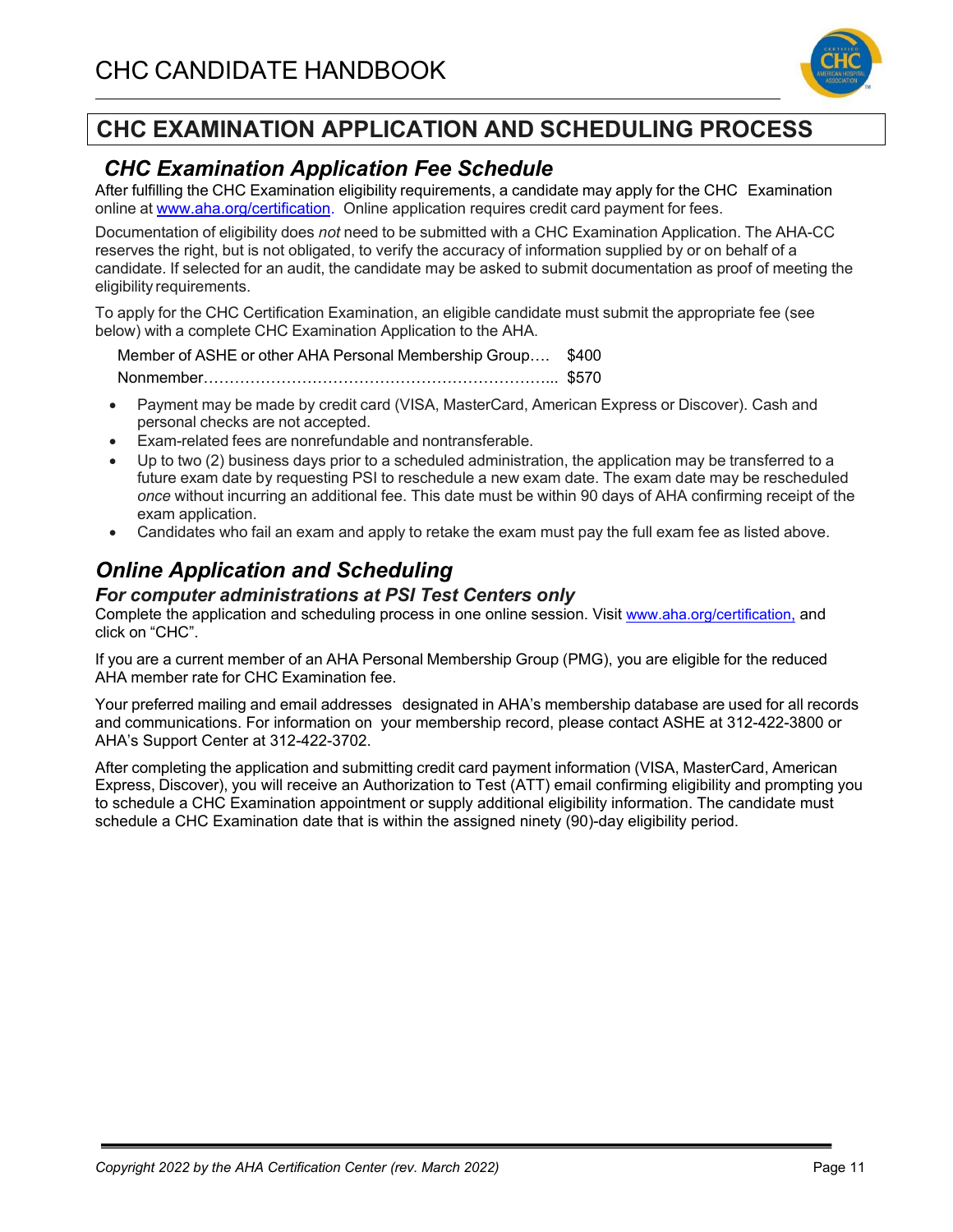# CHC EXAMINATION APPLICATION AND SCHEDULING PROCESS

## *CHC Examination Application Fee Schedule*

After fulfilling the CHC Examination eligibility requirements, a candidate may apply for the CHC Examination online at www.aha.org/certification. Online application requires credit card payment for fees.

Documentation of eligibility does *not* need to be submitted with a CHC Examination Application. The AHA-CC reserves the right, but is not obligated, to verify the accuracy of information supplied by or on behalf of a candidate. If selected for an audit, the candidate may be asked to submit documentation as proof of meeting the eligibility requirements.

To apply for the CHC Certification Examination, an eligible candidate must submit the appropriate fee (see below) with a complete CHC Examination Application to the AHA.

Member of ASHE or other AHA Personal Membership Group…. $400
Nonmember…………………………………………………………... $570

- Payment may be made by credit card (VISA, MasterCard, American Express or Discover). Cash and personal checks are not accepted.
- Exam-related fees are nonrefundable and nontransferable.
- Up to two (2) business days prior to a scheduled administration, the application may be transferred to a future exam date by requesting PSI to reschedule a new exam date. The exam date may be rescheduled *once* without incurring an additional fee. This date must be within 90 days of AHA confirming receipt of the exam application.
- Candidates who fail an exam and apply to retake the exam must pay the full exam fee as listed above.

## *Online Application and Scheduling*

### *For computer administrations at PSI Test Centers only*

Complete the application and scheduling process in one online session. Visit www.aha.org/certification, and click on "CHC".

If you are a current member of an AHA Personal Membership Group (PMG), you are eligible for the reduced AHA member rate for CHC Examination fee.

Your preferred mailing and email addresses designated in AHA's membership database are used for all records and communications. For information on your membership record, please contact ASHE at 312-422-3800 or AHA's Support Center at 312-422-3702.

After completing the application and submitting credit card payment information (VISA, MasterCard, American Express, Discover), you will receive an Authorization to Test (ATT) email confirming eligibility and prompting you to schedule a CHC Examination appointment or supply additional eligibility information. The candidate must schedule a CHC Examination date that is within the assigned ninety (90)-day eligibility period.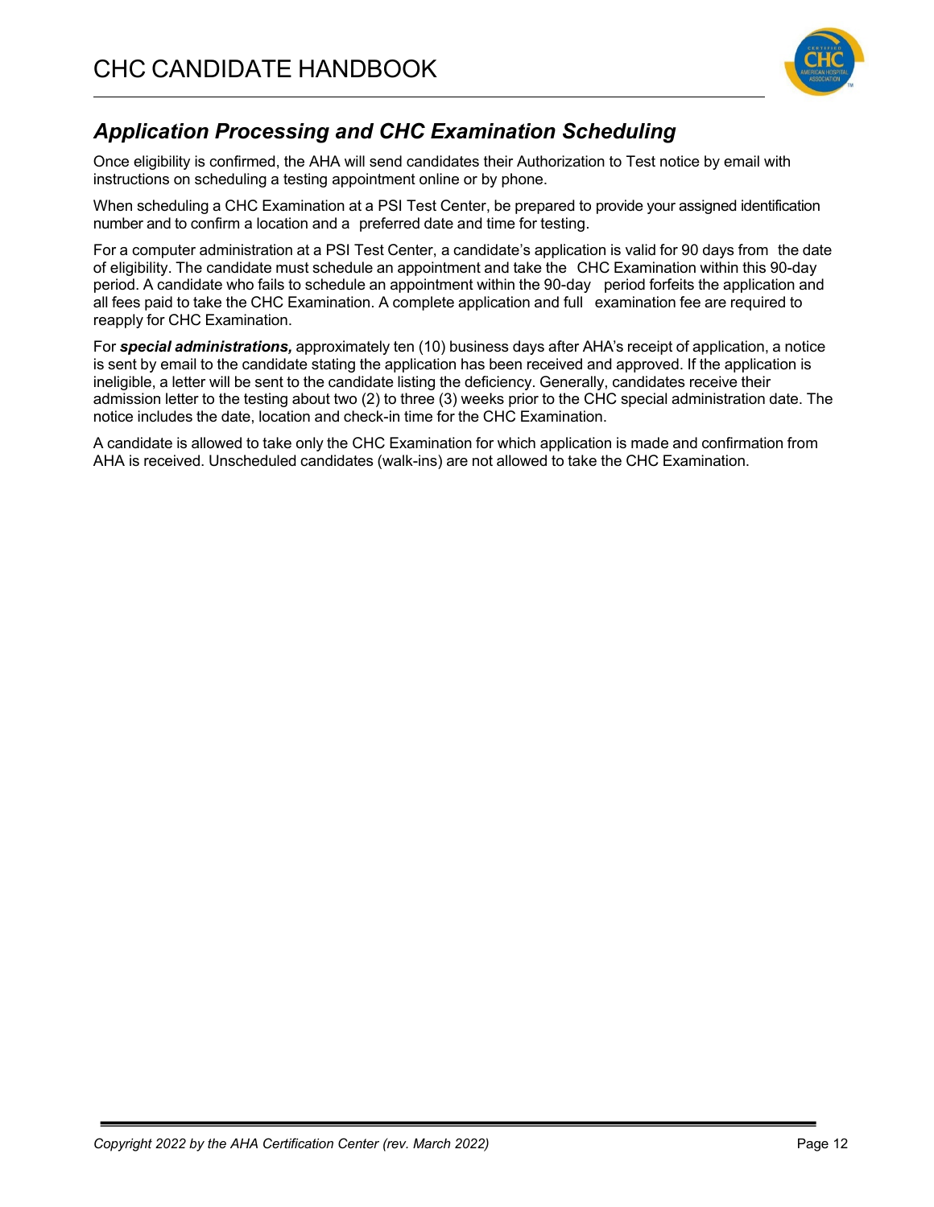## *Application Processing and CHC Examination Scheduling*

Once eligibility is confirmed, the AHA will send candidates their Authorization to Test notice by email with instructions on scheduling a testing appointment online or by phone.

When scheduling a CHC Examination at a PSI Test Center, be prepared to provide your assigned identification number and to confirm a location and a preferred date and time for testing.

For a computer administration at a PSI Test Center, a candidate's application is valid for 90 days from the date of eligibility. The candidate must schedule an appointment and take the CHC Examination within this 90-day period. A candidate who fails to schedule an appointment within the 90-day period forfeits the application and all fees paid to take the CHC Examination. A complete application and full examination fee are required to reapply for CHC Examination.

For ***special administrations,*** approximately ten (10) business days after AHA's receipt of application, a notice is sent by email to the candidate stating the application has been received and approved. If the application is ineligible, a letter will be sent to the candidate listing the deficiency. Generally, candidates receive their admission letter to the testing about two (2) to three (3) weeks prior to the CHC special administration date. The notice includes the date, location and check-in time for the CHC Examination.

A candidate is allowed to take only the CHC Examination for which application is made and confirmation from AHA is received. Unscheduled candidates (walk-ins) are not allowed to take the CHC Examination.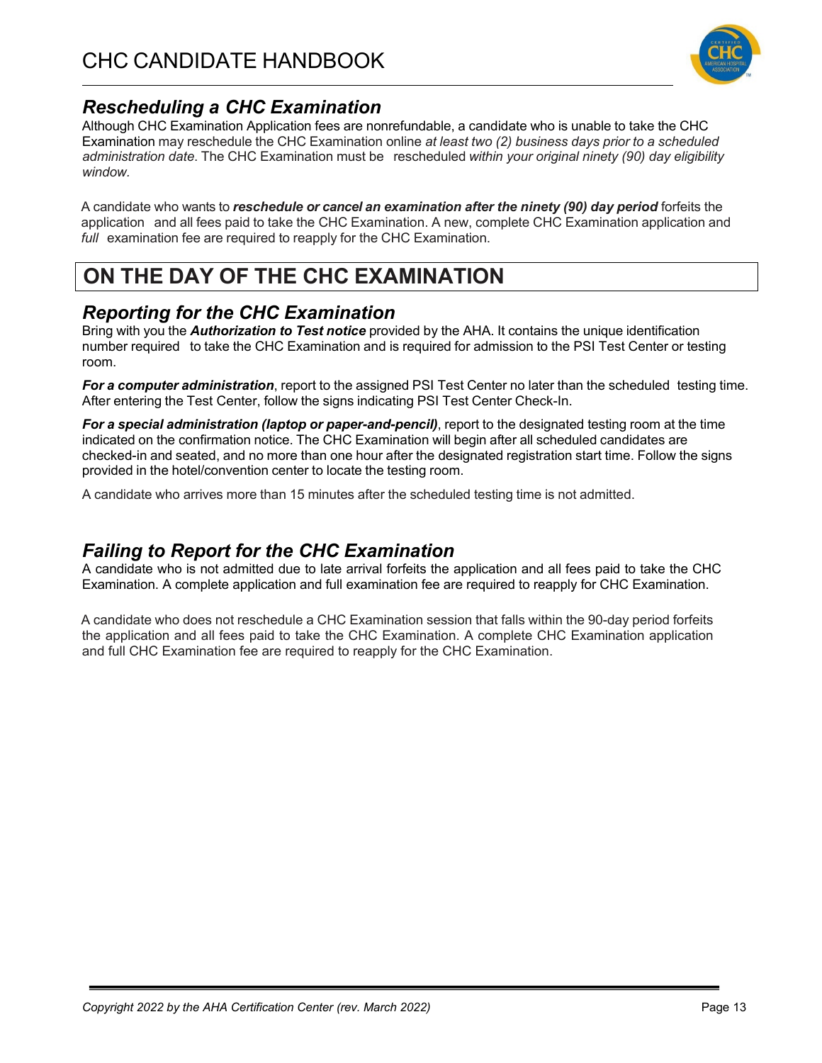## *Rescheduling a CHC Examination*

Although CHC Examination Application fees are nonrefundable, a candidate who is unable to take the CHC Examination may reschedule the CHC Examination online *at least two (2) business days prior to a scheduled administration date*. The CHC Examination must be rescheduled *within your original ninety (90) day eligibility window*.

A candidate who wants to ***reschedule or cancel an examination after the ninety (90) day period*** forfeits the application and all fees paid to take the CHC Examination. A new, complete CHC Examination application and *full* examination fee are required to reapply for the CHC Examination.

# ON THE DAY OF THE CHC EXAMINATION

## *Reporting for the CHC Examination*

Bring with you the ***Authorization to Test notice*** provided by the AHA. It contains the unique identification number required to take the CHC Examination and is required for admission to the PSI Test Center or testing room.

***For a computer administration***, report to the assigned PSI Test Center no later than the scheduled testing time. After entering the Test Center, follow the signs indicating PSI Test Center Check-In.

***For a special administration (laptop or paper-and-pencil)***, report to the designated testing room at the time indicated on the confirmation notice. The CHC Examination will begin after all scheduled candidates are checked-in and seated, and no more than one hour after the designated registration start time. Follow the signs provided in the hotel/convention center to locate the testing room.

A candidate who arrives more than 15 minutes after the scheduled testing time is not admitted.

## *Failing to Report for the CHC Examination*

A candidate who is not admitted due to late arrival forfeits the application and all fees paid to take the CHC Examination. A complete application and full examination fee are required to reapply for CHC Examination.

A candidate who does not reschedule a CHC Examination session that falls within the 90-day period forfeits the application and all fees paid to take the CHC Examination. A complete CHC Examination application and full CHC Examination fee are required to reapply for the CHC Examination.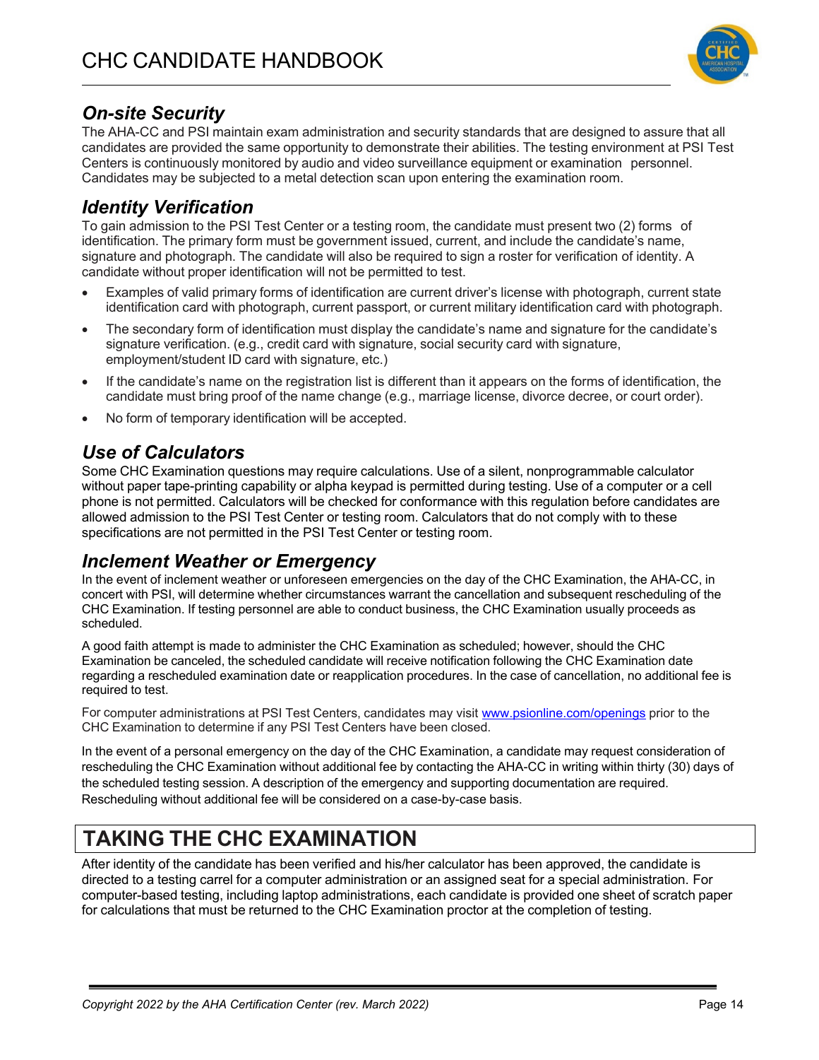## *On-site Security*

The AHA-CC and PSI maintain exam administration and security standards that are designed to assure that all candidates are provided the same opportunity to demonstrate their abilities. The testing environment at PSI Test Centers is continuously monitored by audio and video surveillance equipment or examination personnel. Candidates may be subjected to a metal detection scan upon entering the examination room.

## *Identity Verification*

To gain admission to the PSI Test Center or a testing room, the candidate must present two (2) forms of identification. The primary form must be government issued, current, and include the candidate's name, signature and photograph. The candidate will also be required to sign a roster for verification of identity. A candidate without proper identification will not be permitted to test.

- Examples of valid primary forms of identification are current driver's license with photograph, current state identification card with photograph, current passport, or current military identification card with photograph.
- The secondary form of identification must display the candidate's name and signature for the candidate's signature verification. (e.g., credit card with signature, social security card with signature, employment/student ID card with signature, etc.)
- If the candidate's name on the registration list is different than it appears on the forms of identification, the candidate must bring proof of the name change (e.g., marriage license, divorce decree, or court order).
- No form of temporary identification will be accepted.

## *Use of Calculators*

Some CHC Examination questions may require calculations. Use of a silent, nonprogrammable calculator without paper tape-printing capability or alpha keypad is permitted during testing. Use of a computer or a cell phone is not permitted. Calculators will be checked for conformance with this regulation before candidates are allowed admission to the PSI Test Center or testing room. Calculators that do not comply with to these specifications are not permitted in the PSI Test Center or testing room.

## *Inclement Weather or Emergency*

In the event of inclement weather or unforeseen emergencies on the day of the CHC Examination, the AHA-CC, in concert with PSI, will determine whether circumstances warrant the cancellation and subsequent rescheduling of the CHC Examination. If testing personnel are able to conduct business, the CHC Examination usually proceeds as scheduled.

A good faith attempt is made to administer the CHC Examination as scheduled; however, should the CHC Examination be canceled, the scheduled candidate will receive notification following the CHC Examination date regarding a rescheduled examination date or reapplication procedures. In the case of cancellation, no additional fee is required to test.

For computer administrations at PSI Test Centers, candidates may visit www.psionline.com/openings prior to the CHC Examination to determine if any PSI Test Centers have been closed.

In the event of a personal emergency on the day of the CHC Examination, a candidate may request consideration of rescheduling the CHC Examination without additional fee by contacting the AHA-CC in writing within thirty (30) days of the scheduled testing session. A description of the emergency and supporting documentation are required. Rescheduling without additional fee will be considered on a case-by-case basis.

# TAKING THE CHC EXAMINATION

After identity of the candidate has been verified and his/her calculator has been approved, the candidate is directed to a testing carrel for a computer administration or an assigned seat for a special administration. For computer-based testing, including laptop administrations, each candidate is provided one sheet of scratch paper for calculations that must be returned to the CHC Examination proctor at the completion of testing.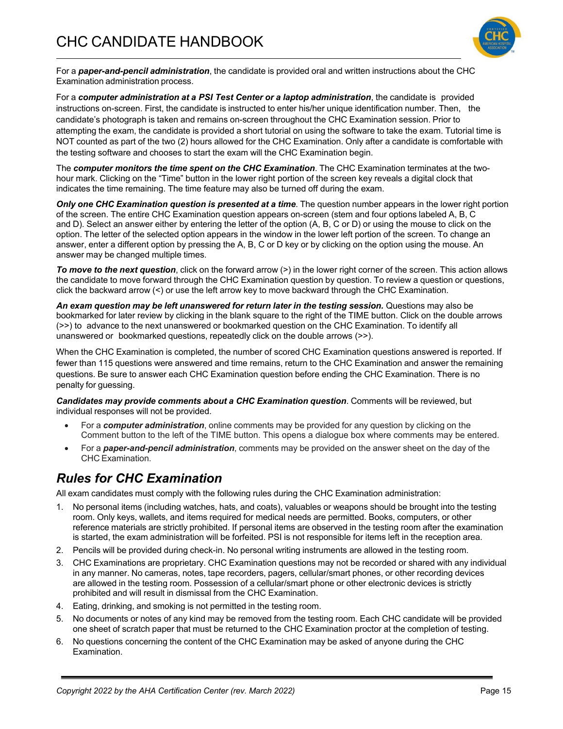For a ***paper-and-pencil administration***, the candidate is provided oral and written instructions about the CHC Examination administration process.

For a ***computer administration at a PSI Test Center or a laptop administration***, the candidate is provided instructions on-screen. First, the candidate is instructed to enter his/her unique identification number. Then, the candidate's photograph is taken and remains on-screen throughout the CHC Examination session. Prior to attempting the exam, the candidate is provided a short tutorial on using the software to take the exam. Tutorial time is NOT counted as part of the two (2) hours allowed for the CHC Examination. Only after a candidate is comfortable with the testing software and chooses to start the exam will the CHC Examination begin.

The ***computer monitors the time spent on the CHC Examination***. The CHC Examination terminates at the two-hour mark. Clicking on the "Time" button in the lower right portion of the screen key reveals a digital clock that indicates the time remaining. The time feature may also be turned off during the exam.

***Only one CHC Examination question is presented at a time***. The question number appears in the lower right portion of the screen. The entire CHC Examination question appears on-screen (stem and four options labeled A, B, C and D). Select an answer either by entering the letter of the option (A, B, C or D) or using the mouse to click on the option. The letter of the selected option appears in the window in the lower left portion of the screen. To change an answer, enter a different option by pressing the A, B, C or D key or by clicking on the option using the mouse. An answer may be changed multiple times.

***To move to the next question***, click on the forward arrow (>) in the lower right corner of the screen. This action allows the candidate to move forward through the CHC Examination question by question. To review a question or questions, click the backward arrow (<) or use the left arrow key to move backward through the CHC Examination.

***An exam question may be left unanswered for return later in the testing session.*** Questions may also be bookmarked for later review by clicking in the blank square to the right of the TIME button. Click on the double arrows (>>) to advance to the next unanswered or bookmarked question on the CHC Examination. To identify all unanswered or bookmarked questions, repeatedly click on the double arrows (>>).

When the CHC Examination is completed, the number of scored CHC Examination questions answered is reported. If fewer than 115 questions were answered and time remains, return to the CHC Examination and answer the remaining questions. Be sure to answer each CHC Examination question before ending the CHC Examination. There is no penalty for guessing.

***Candidates may provide comments about a CHC Examination question***. Comments will be reviewed, but individual responses will not be provided.

- For a ***computer administration***, online comments may be provided for any question by clicking on the Comment button to the left of the TIME button. This opens a dialogue box where comments may be entered.
- For a ***paper-and-pencil administration***, comments may be provided on the answer sheet on the day of the CHC Examination.

## *Rules for CHC Examination*

All exam candidates must comply with the following rules during the CHC Examination administration:

1. No personal items (including watches, hats, and coats), valuables or weapons should be brought into the testing room. Only keys, wallets, and items required for medical needs are permitted. Books, computers, or other reference materials are strictly prohibited. If personal items are observed in the testing room after the examination is started, the exam administration will be forfeited. PSI is not responsible for items left in the reception area.
2. Pencils will be provided during check-in. No personal writing instruments are allowed in the testing room.
3. CHC Examinations are proprietary. CHC Examination questions may not be recorded or shared with any individual in any manner. No cameras, notes, tape recorders, pagers, cellular/smart phones, or other recording devices are allowed in the testing room. Possession of a cellular/smart phone or other electronic devices is strictly prohibited and will result in dismissal from the CHC Examination.
4. Eating, drinking, and smoking is not permitted in the testing room.
5. No documents or notes of any kind may be removed from the testing room. Each CHC candidate will be provided one sheet of scratch paper that must be returned to the CHC Examination proctor at the completion of testing.
6. No questions concerning the content of the CHC Examination may be asked of anyone during the CHC Examination.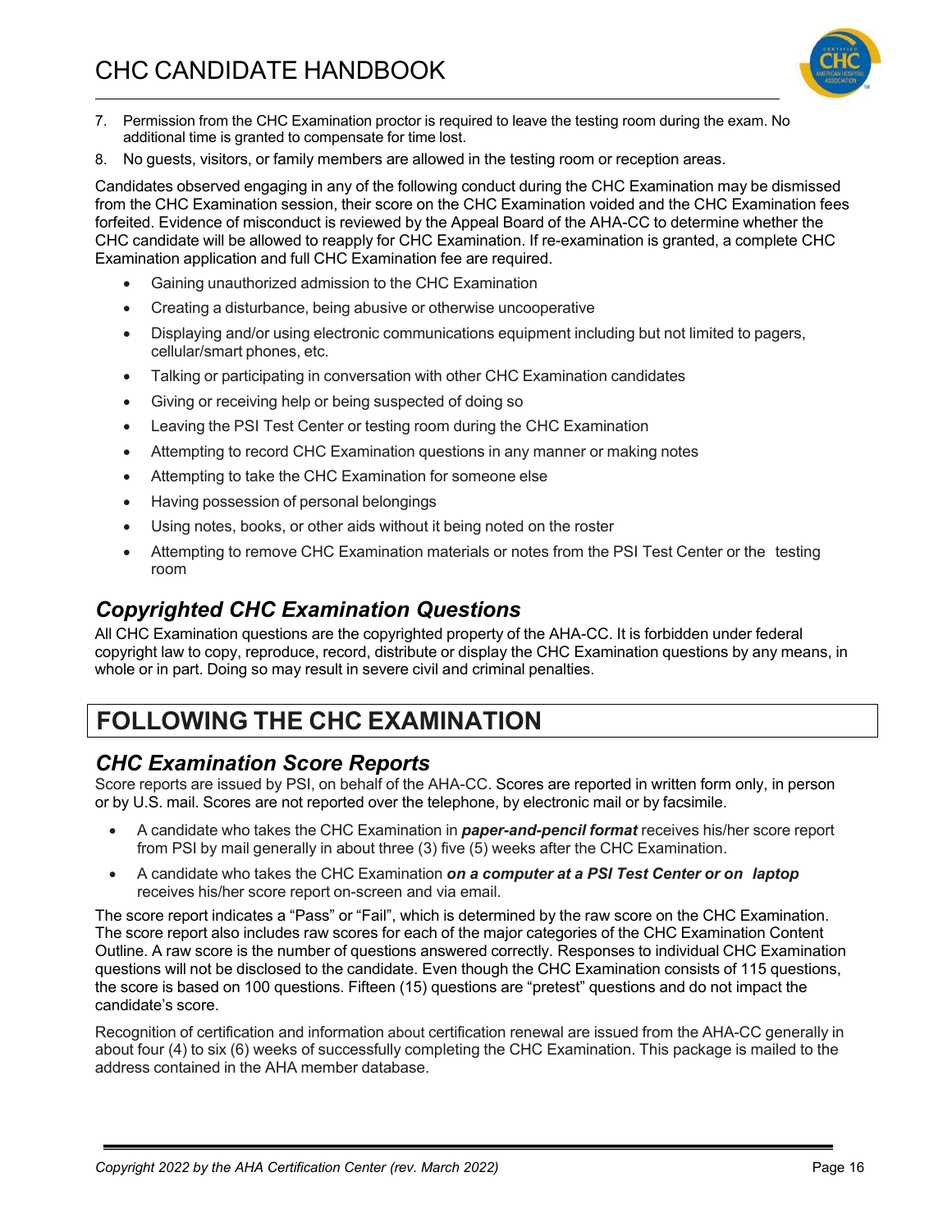7. Permission from the CHC Examination proctor is required to leave the testing room during the exam. No additional time is granted to compensate for time lost.
8. No guests, visitors, or family members are allowed in the testing room or reception areas.

Candidates observed engaging in any of the following conduct during the CHC Examination may be dismissed from the CHC Examination session, their score on the CHC Examination voided and the CHC Examination fees forfeited. Evidence of misconduct is reviewed by the Appeal Board of the AHA-CC to determine whether the CHC candidate will be allowed to reapply for CHC Examination. If re-examination is granted, a complete CHC Examination application and full CHC Examination fee are required.

- Gaining unauthorized admission to the CHC Examination
- Creating a disturbance, being abusive or otherwise uncooperative
- Displaying and/or using electronic communications equipment including but not limited to pagers, cellular/smart phones, etc.
- Talking or participating in conversation with other CHC Examination candidates
- Giving or receiving help or being suspected of doing so
- Leaving the PSI Test Center or testing room during the CHC Examination
- Attempting to record CHC Examination questions in any manner or making notes
- Attempting to take the CHC Examination for someone else
- Having possession of personal belongings
- Using notes, books, or other aids without it being noted on the roster
- Attempting to remove CHC Examination materials or notes from the PSI Test Center or the testing room

### *Copyrighted CHC Examination Questions*

All CHC Examination questions are the copyrighted property of the AHA-CC. It is forbidden under federal copyright law to copy, reproduce, record, distribute or display the CHC Examination questions by any means, in whole or in part. Doing so may result in severe civil and criminal penalties.

## FOLLOWING THE CHC EXAMINATION

### *CHC Examination Score Reports*

Score reports are issued by PSI, on behalf of the AHA-CC. Scores are reported in written form only, in person or by U.S. mail. Scores are not reported over the telephone, by electronic mail or by facsimile.

- A candidate who takes the CHC Examination in ***paper-and-pencil format*** receives his/her score report from PSI by mail generally in about three (3) five (5) weeks after the CHC Examination.
- A candidate who takes the CHC Examination ***on a computer at a PSI Test Center or on laptop*** receives his/her score report on-screen and via email.

The score report indicates a "Pass" or "Fail", which is determined by the raw score on the CHC Examination. The score report also includes raw scores for each of the major categories of the CHC Examination Content Outline. A raw score is the number of questions answered correctly. Responses to individual CHC Examination questions will not be disclosed to the candidate. Even though the CHC Examination consists of 115 questions, the score is based on 100 questions. Fifteen (15) questions are "pretest" questions and do not impact the candidate's score.

Recognition of certification and information about certification renewal are issued from the AHA-CC generally in about four (4) to six (6) weeks of successfully completing the CHC Examination. This package is mailed to the address contained in the AHA member database.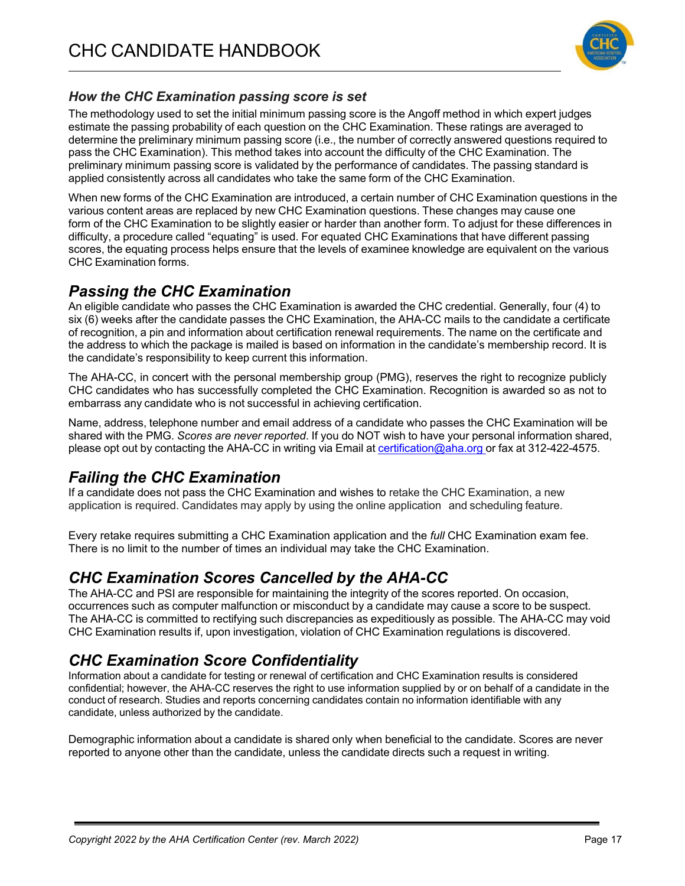### *How the CHC Examination passing score is set*

The methodology used to set the initial minimum passing score is the Angoff method in which expert judges estimate the passing probability of each question on the CHC Examination. These ratings are averaged to determine the preliminary minimum passing score (i.e., the number of correctly answered questions required to pass the CHC Examination). This method takes into account the difficulty of the CHC Examination. The preliminary minimum passing score is validated by the performance of candidates. The passing standard is applied consistently across all candidates who take the same form of the CHC Examination.

When new forms of the CHC Examination are introduced, a certain number of CHC Examination questions in the various content areas are replaced by new CHC Examination questions. These changes may cause one form of the CHC Examination to be slightly easier or harder than another form. To adjust for these differences in difficulty, a procedure called "equating" is used. For equated CHC Examinations that have different passing scores, the equating process helps ensure that the levels of examinee knowledge are equivalent on the various CHC Examination forms.

## *Passing the CHC Examination*

An eligible candidate who passes the CHC Examination is awarded the CHC credential. Generally, four (4) to six (6) weeks after the candidate passes the CHC Examination, the AHA-CC mails to the candidate a certificate of recognition, a pin and information about certification renewal requirements. The name on the certificate and the address to which the package is mailed is based on information in the candidate's membership record. It is the candidate's responsibility to keep current this information.

The AHA-CC, in concert with the personal membership group (PMG), reserves the right to recognize publicly CHC candidates who has successfully completed the CHC Examination. Recognition is awarded so as not to embarrass any candidate who is not successful in achieving certification.

Name, address, telephone number and email address of a candidate who passes the CHC Examination will be shared with the PMG. *Scores are never reported*. If you do NOT wish to have your personal information shared, please opt out by contacting the AHA-CC in writing via Email at certification@aha.org or fax at 312-422-4575.

## *Failing the CHC Examination*

If a candidate does not pass the CHC Examination and wishes to retake the CHC Examination, a new application is required. Candidates may apply by using the online application and scheduling feature.

Every retake requires submitting a CHC Examination application and the *full* CHC Examination exam fee. There is no limit to the number of times an individual may take the CHC Examination.

## *CHC Examination Scores Cancelled by the AHA-CC*

The AHA-CC and PSI are responsible for maintaining the integrity of the scores reported. On occasion, occurrences such as computer malfunction or misconduct by a candidate may cause a score to be suspect. The AHA-CC is committed to rectifying such discrepancies as expeditiously as possible. The AHA-CC may void CHC Examination results if, upon investigation, violation of CHC Examination regulations is discovered.

## *CHC Examination Score Confidentiality*

Information about a candidate for testing or renewal of certification and CHC Examination results is considered confidential; however, the AHA-CC reserves the right to use information supplied by or on behalf of a candidate in the conduct of research. Studies and reports concerning candidates contain no information identifiable with any candidate, unless authorized by the candidate.

Demographic information about a candidate is shared only when beneficial to the candidate. Scores are never reported to anyone other than the candidate, unless the candidate directs such a request in writing.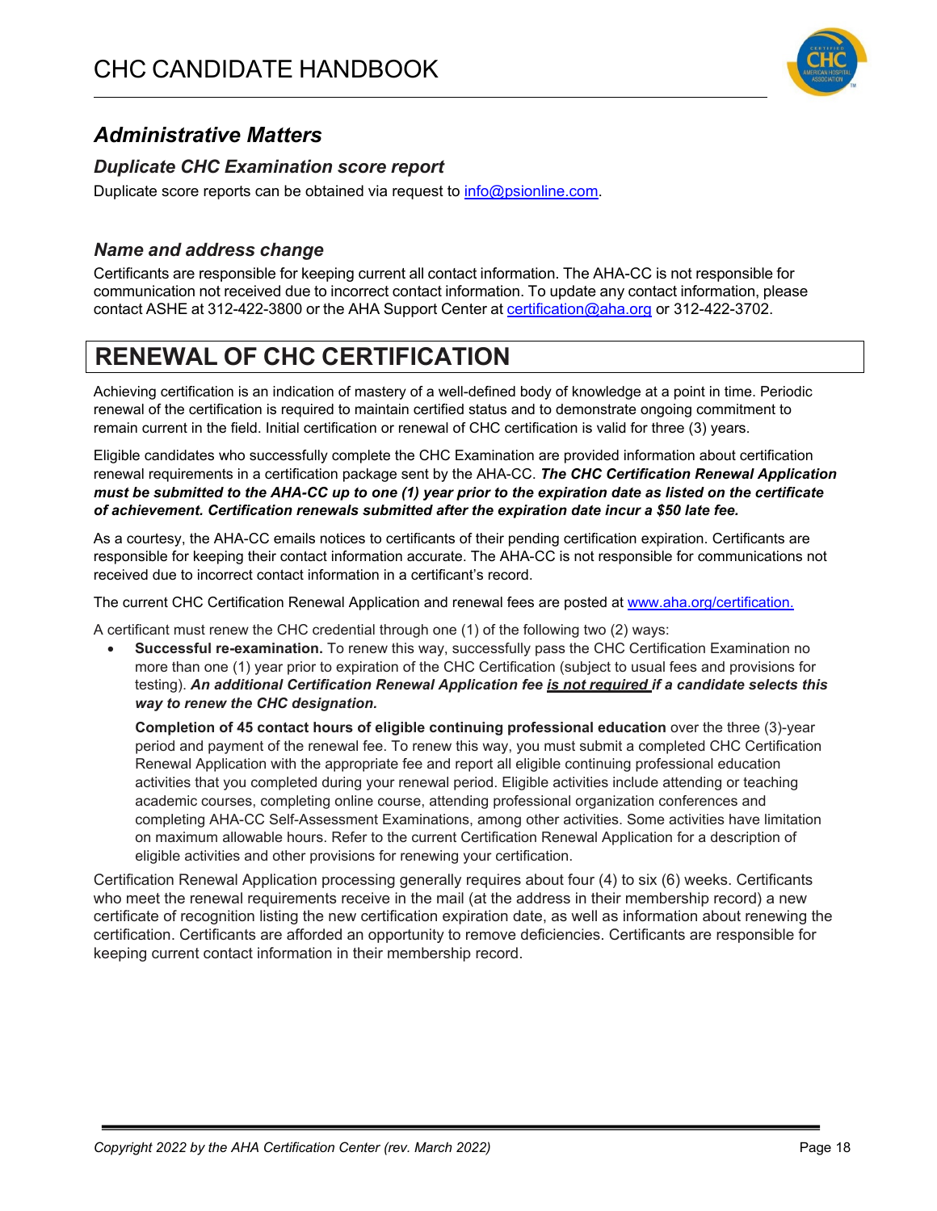## *Administrative Matters*

### *Duplicate CHC Examination score report*

Duplicate score reports can be obtained via request to info@psionline.com.

### *Name and address change*

Certificants are responsible for keeping current all contact information. The AHA-CC is not responsible for communication not received due to incorrect contact information. To update any contact information, please contact ASHE at 312-422-3800 or the AHA Support Center at certification@aha.org or 312-422-3702.

# RENEWAL OF CHC CERTIFICATION

Achieving certification is an indication of mastery of a well-defined body of knowledge at a point in time. Periodic renewal of the certification is required to maintain certified status and to demonstrate ongoing commitment to remain current in the field. Initial certification or renewal of CHC certification is valid for three (3) years.

Eligible candidates who successfully complete the CHC Examination are provided information about certification renewal requirements in a certification package sent by the AHA-CC. ***The CHC Certification Renewal Application must be submitted to the AHA-CC up to one (1) year prior to the expiration date as listed on the certificate of achievement. Certification renewals submitted after the expiration date incur a $50 late fee.***

As a courtesy, the AHA-CC emails notices to certificants of their pending certification expiration. Certificants are responsible for keeping their contact information accurate. The AHA-CC is not responsible for communications not received due to incorrect contact information in a certificant's record.

The current CHC Certification Renewal Application and renewal fees are posted at www.aha.org/certification.

A certificant must renew the CHC credential through one (1) of the following two (2) ways:

- **Successful re-examination.** To renew this way, successfully pass the CHC Certification Examination no more than one (1) year prior to expiration of the CHC Certification (subject to usual fees and provisions for testing). ***An additional Certification Renewal Application fee <u>is not required</u> if a candidate selects this way to renew the CHC designation.***

  **Completion of 45 contact hours of eligible continuing professional education** over the three (3)-year period and payment of the renewal fee. To renew this way, you must submit a completed CHC Certification Renewal Application with the appropriate fee and report all eligible continuing professional education activities that you completed during your renewal period. Eligible activities include attending or teaching academic courses, completing online course, attending professional organization conferences and completing AHA-CC Self-Assessment Examinations, among other activities. Some activities have limitation on maximum allowable hours. Refer to the current Certification Renewal Application for a description of eligible activities and other provisions for renewing your certification.

Certification Renewal Application processing generally requires about four (4) to six (6) weeks. Certificants who meet the renewal requirements receive in the mail (at the address in their membership record) a new certificate of recognition listing the new certification expiration date, as well as information about renewing the certification. Certificants are afforded an opportunity to remove deficiencies. Certificants are responsible for keeping current contact information in their membership record.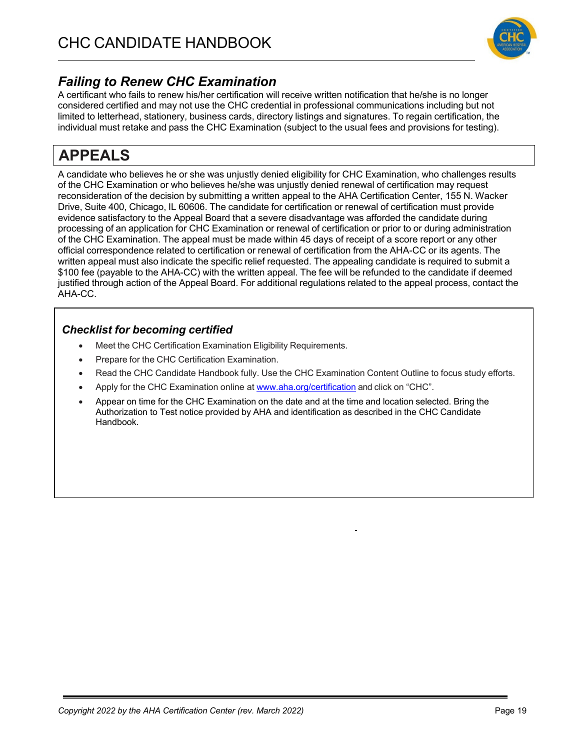## *Failing to Renew CHC Examination*

A certificant who fails to renew his/her certification will receive written notification that he/she is no longer considered certified and may not use the CHC credential in professional communications including but not limited to letterhead, stationery, business cards, directory listings and signatures. To regain certification, the individual must retake and pass the CHC Examination (subject to the usual fees and provisions for testing).

# APPEALS

A candidate who believes he or she was unjustly denied eligibility for CHC Examination, who challenges results of the CHC Examination or who believes he/she was unjustly denied renewal of certification may request reconsideration of the decision by submitting a written appeal to the AHA Certification Center, 155 N. Wacker Drive, Suite 400, Chicago, IL 60606. The candidate for certification or renewal of certification must provide evidence satisfactory to the Appeal Board that a severe disadvantage was afforded the candidate during processing of an application for CHC Examination or renewal of certification or prior to or during administration of the CHC Examination. The appeal must be made within 45 days of receipt of a score report or any other official correspondence related to certification or renewal of certification from the AHA-CC or its agents. The written appeal must also indicate the specific relief requested. The appealing candidate is required to submit a $100 fee (payable to the AHA-CC) with the written appeal. The fee will be refunded to the candidate if deemed justified through action of the Appeal Board. For additional regulations related to the appeal process, contact the AHA-CC.

### *Checklist for becoming certified*

- Meet the CHC Certification Examination Eligibility Requirements.
- Prepare for the CHC Certification Examination.
- Read the CHC Candidate Handbook fully. Use the CHC Examination Content Outline to focus study efforts.
- Apply for the CHC Examination online at [www.aha.org/certification](www.aha.org/certification) and click on "CHC".
- Appear on time for the CHC Examination on the date and at the time and location selected. Bring the Authorization to Test notice provided by AHA and identification as described in the CHC Candidate Handbook.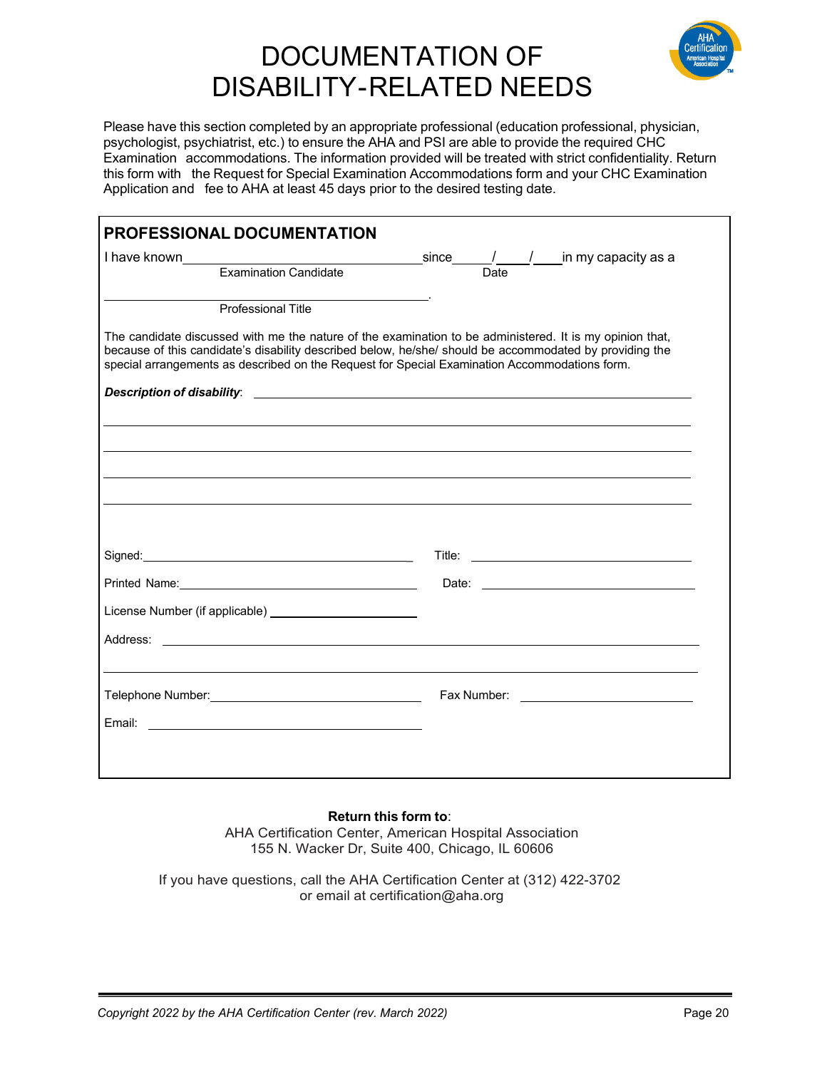# DOCUMENTATION OF DISABILITY-RELATED NEEDS

Please have this section completed by an appropriate professional (education professional, physician, psychologist, psychiatrist, etc.) to ensure the AHA and PSI are able to provide the required CHC Examination accommodations. The information provided will be treated with strict confidentiality. Return this form with the Request for Special Examination Accommodations form and your CHC Examination Application and fee to AHA at least 45 days prior to the desired testing date.

## PROFESSIONAL DOCUMENTATION

I have known ______________________________ since _____/_____/_____ in my capacity as a
Examination Candidate Date

______________________________.
Professional Title

The candidate discussed with me the nature of the examination to be administered. It is my opinion that, because of this candidate's disability described below, he/she/ should be accommodated by providing the special arrangements as described on the Request for Special Examination Accommodations form.

***Description of disability***: ______________________________

______________________________

______________________________

______________________________

______________________________

Signed: ______________________________ Title: ______________________________

Printed Name: ______________________________ Date: ______________________________

License Number (if applicable) ______________________________

Address: ______________________________

______________________________

Telephone Number: ______________________________ Fax Number: ______________________________

Email: ______________________________

**Return this form to**:

AHA Certification Center, American Hospital Association
155 N. Wacker Dr, Suite 400, Chicago, IL 60606

If you have questions, call the AHA Certification Center at (312) 422-3702
or email at certification@aha.org